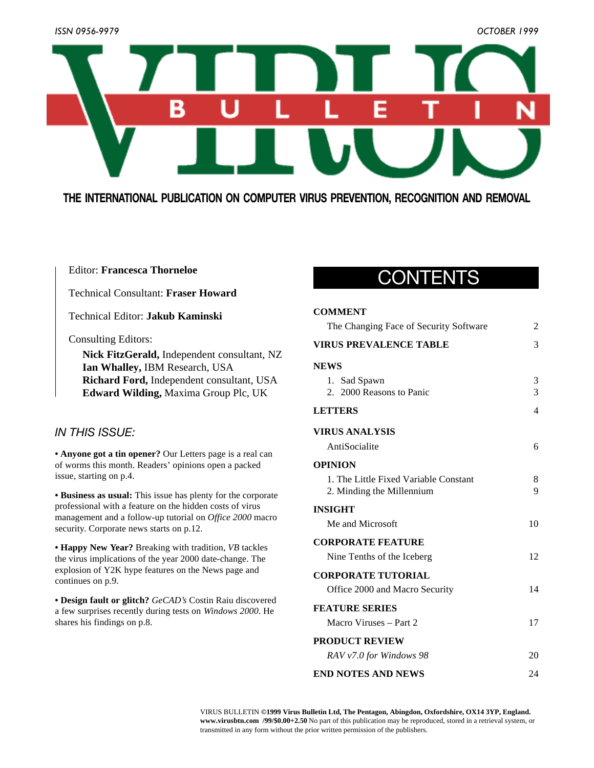ISSN 0956-9979 OCTOBER 1999

# VIRUS BULLETIN

## THE INTERNATIONAL PUBLICATION ON COMPUTER VIRUS PREVENTION, RECOGNITION AND REMOVAL

Editor: **Francesca Thorneloe**

Technical Consultant: **Fraser Howard**

Technical Editor: **Jakub Kaminski**

Consulting Editors:

**Nick FitzGerald,** Independent consultant, NZ
**Ian Whalley,** IBM Research, USA
**Richard Ford,** Independent consultant, USA
**Edward Wilding,** Maxima Group Plc, UK

## IN THIS ISSUE:

**• Anyone got a tin opener?** Our Letters page is a real can of worms this month. Readers' opinions open a packed issue, starting on p.4.

**• Business as usual:** This issue has plenty for the corporate professional with a feature on the hidden costs of virus management and a follow-up tutorial on *Office 2000* macro security. Corporate news starts on p.12.

**• Happy New Year?** Breaking with tradition, *VB* tackles the virus implications of the year 2000 date-change. The explosion of Y2K hype features on the News page and continues on p.9.

**• Design fault or glitch?** *GeCAD's* Costin Raiu discovered a few surprises recently during tests on *Windows 2000*. He shares his findings on p.8.

## CONTENTS

**COMMENT**
The Changing Face of Security Software — 2

**VIRUS PREVALENCE TABLE** — 3

**NEWS**
1. Sad Spawn — 3
2. 2000 Reasons to Panic — 3

**LETTERS** — 4

**VIRUS ANALYSIS**
AntiSocialite — 6

**OPINION**
1. The Little Fixed Variable Constant — 8
2. Minding the Millennium — 9

**INSIGHT**
Me and Microsoft — 10

**CORPORATE FEATURE**
Nine Tenths of the Iceberg — 12

**CORPORATE TUTORIAL**
Office 2000 and Macro Security — 14

**FEATURE SERIES**
Macro Viruses – Part 2 — 17

**PRODUCT REVIEW**
*RAV v7.0 for Windows 98* — 20

**END NOTES AND NEWS** — 24

VIRUS BULLETIN **©1999 Virus Bulletin Ltd, The Pentagon, Abingdon, Oxfordshire, OX14 3YP, England. www.virusbtn.com /99/$0.00+2.50** No part of this publication may be reproduced, stored in a retrieval system, or transmitted in any form without the prior written permission of the publishers.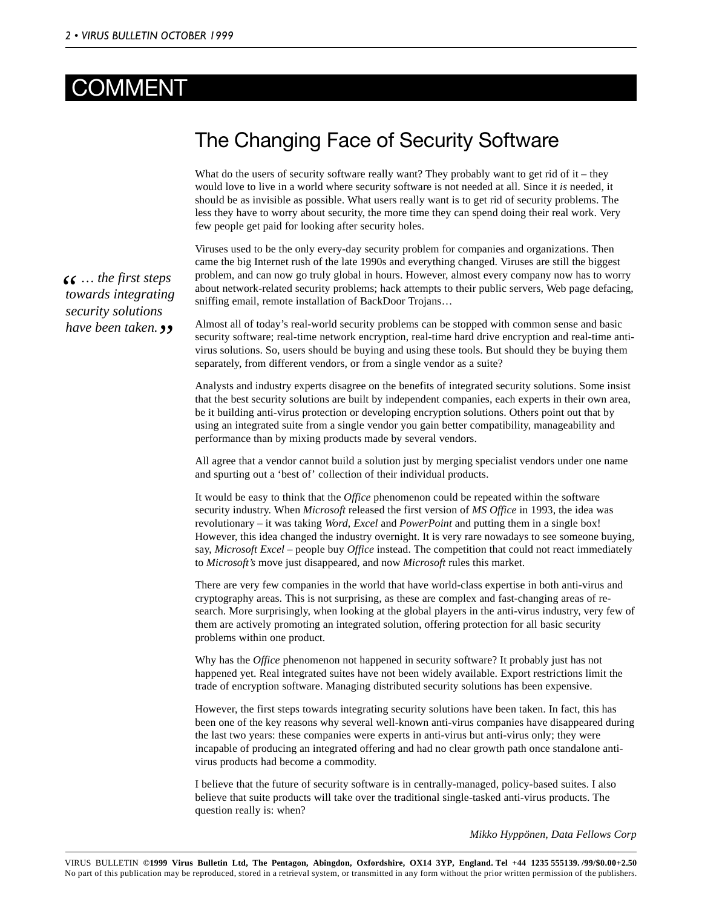# COMMENT

## The Changing Face of Security Software

What do the users of security software really want? They probably want to get rid of it – they would love to live in a world where security software is not needed at all. Since it *is* needed, it should be as invisible as possible. What users really want is to get rid of security problems. The less they have to worry about security, the more time they can spend doing their real work. Very few people get paid for looking after security holes.

Viruses used to be the only every-day security problem for companies and organizations. Then came the big Internet rush of the late 1990s and everything changed. Viruses are still the biggest problem, and can now go truly global in hours. However, almost every company now has to worry about network-related security problems; hack attempts to their public servers, Web page defacing, sniffing email, remote installation of BackDoor Trojans…

*“… the first steps towards integrating security solutions have been taken.”*

Almost all of today’s real-world security problems can be stopped with common sense and basic security software; real-time network encryption, real-time hard drive encryption and real-time anti-virus solutions. So, users should be buying and using these tools. But should they be buying them separately, from different vendors, or from a single vendor as a suite?

Analysts and industry experts disagree on the benefits of integrated security solutions. Some insist that the best security solutions are built by independent companies, each experts in their own area, be it building anti-virus protection or developing encryption solutions. Others point out that by using an integrated suite from a single vendor you gain better compatibility, manageability and performance than by mixing products made by several vendors.

All agree that a vendor cannot build a solution just by merging specialist vendors under one name and spurting out a ‘best of’ collection of their individual products.

It would be easy to think that the *Office* phenomenon could be repeated within the software security industry. When *Microsoft* released the first version of *MS Office* in 1993, the idea was revolutionary – it was taking *Word*, *Excel* and *PowerPoint* and putting them in a single box! However, this idea changed the industry overnight. It is very rare nowadays to see someone buying, say, *Microsoft Excel* – people buy *Office* instead. The competition that could not react immediately to *Microsoft’s* move just disappeared, and now *Microsoft* rules this market.

There are very few companies in the world that have world-class expertise in both anti-virus and cryptography areas. This is not surprising, as these are complex and fast-changing areas of research. More surprisingly, when looking at the global players in the anti-virus industry, very few of them are actively promoting an integrated solution, offering protection for all basic security problems within one product.

Why has the *Office* phenomenon not happened in security software? It probably just has not happened yet. Real integrated suites have not been widely available. Export restrictions limit the trade of encryption software. Managing distributed security solutions has been expensive.

However, the first steps towards integrating security solutions have been taken. In fact, this has been one of the key reasons why several well-known anti-virus companies have disappeared during the last two years: these companies were experts in anti-virus but anti-virus only; they were incapable of producing an integrated offering and had no clear growth path once standalone anti-virus products had become a commodity.

I believe that the future of security software is in centrally-managed, policy-based suites. I also believe that suite products will take over the traditional single-tasked anti-virus products. The question really is: when?

*Mikko Hyppönen, Data Fellows Corp*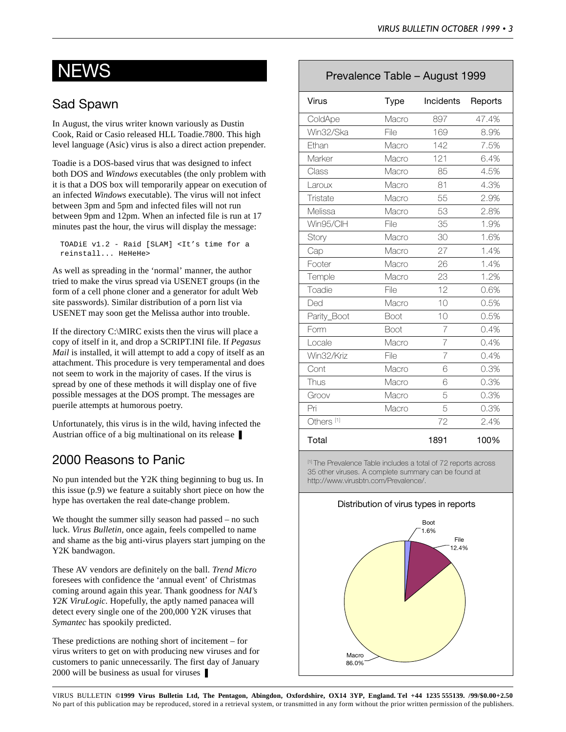# NEWS

## Sad Spawn

In August, the virus writer known variously as Dustin Cook, Raid or Casio released HLL Toadie.7800. This high level language (Asic) virus is also a direct action prepender.

Toadie is a DOS-based virus that was designed to infect both DOS and *Windows* executables (the only problem with it is that a DOS box will temporarily appear on execution of an infected *Windows* executable). The virus will not infect between 3pm and 5pm and infected files will not run between 9pm and 12pm. When an infected file is run at 17 minutes past the hour, the virus will display the message:

```
TOADiE v1.2 - Raid [SLAM] <It's time for a
reinstall... HeHeHe>
```

As well as spreading in the 'normal' manner, the author tried to make the virus spread via USENET groups (in the form of a cell phone cloner and a generator for adult Web site passwords). Similar distribution of a porn list via USENET may soon get the Melissa author into trouble.

If the directory C:\MIRC exists then the virus will place a copy of itself in it, and drop a SCRIPT.INI file. If *Pegasus Mail* is installed, it will attempt to add a copy of itself as an attachment. This procedure is very temperamental and does not seem to work in the majority of cases. If the virus is spread by one of these methods it will display one of five possible messages at the DOS prompt. The messages are puerile attempts at humorous poetry.

Unfortunately, this virus is in the wild, having infected the Austrian office of a big multinational on its release ▌

## 2000 Reasons to Panic

No pun intended but the Y2K thing beginning to bug us. In this issue (p.9) we feature a suitably short piece on how the hype has overtaken the real date-change problem.

We thought the summer silly season had passed – no such luck. *Virus Bulletin*, once again, feels compelled to name and shame as the big anti-virus players start jumping on the Y2K bandwagon.

These AV vendors are definitely on the ball. *Trend Micro* foresees with confidence the 'annual event' of Christmas coming around again this year. Thank goodness for *NAI's Y2K ViruLogic*. Hopefully, the aptly named panacea will detect every single one of the 200,000 Y2K viruses that *Symantec* has spookily predicted.

These predictions are nothing short of incitement – for virus writers to get on with producing new viruses and for customers to panic unnecessarily. The first day of January 2000 will be business as usual for viruses ▌

### Prevalence Table – August 1999

| Virus | Type | Incidents | Reports |
|---|---|---|---|
| ColdApe | Macro | 897 | 47.4% |
| Win32/Ska | File | 169 | 8.9% |
| Ethan | Macro | 142 | 7.5% |
| Marker | Macro | 121 | 6.4% |
| Class | Macro | 85 | 4.5% |
| Laroux | Macro | 81 | 4.3% |
| Tristate | Macro | 55 | 2.9% |
| Melissa | Macro | 53 | 2.8% |
| Win95/CIH | File | 35 | 1.9% |
| Story | Macro | 30 | 1.6% |
| Cap | Macro | 27 | 1.4% |
| Footer | Macro | 26 | 1.4% |
| Temple | Macro | 23 | 1.2% |
| Toadie | File | 12 | 0.6% |
| Ded | Macro | 10 | 0.5% |
| Parity_Boot | Boot | 10 | 0.5% |
| Form | Boot | 7 | 0.4% |
| Locale | Macro | 7 | 0.4% |
| Win32/Kriz | File | 7 | 0.4% |
| Cont | Macro | 6 | 0.3% |
| Thus | Macro | 6 | 0.3% |
| Groov | Macro | 5 | 0.3% |
| Pri | Macro | 5 | 0.3% |
| Others [1] | | 72 | 2.4% |
| Total | | 1891 | 100% |

[1] The Prevalence Table includes a total of 72 reports across 35 other viruses. A complete summary can be found at http://www.virusbtn.com/Prevalence/.

Distribution of virus types in reports

- Boot 1.6%
- File 12.4%
- Macro 86.0%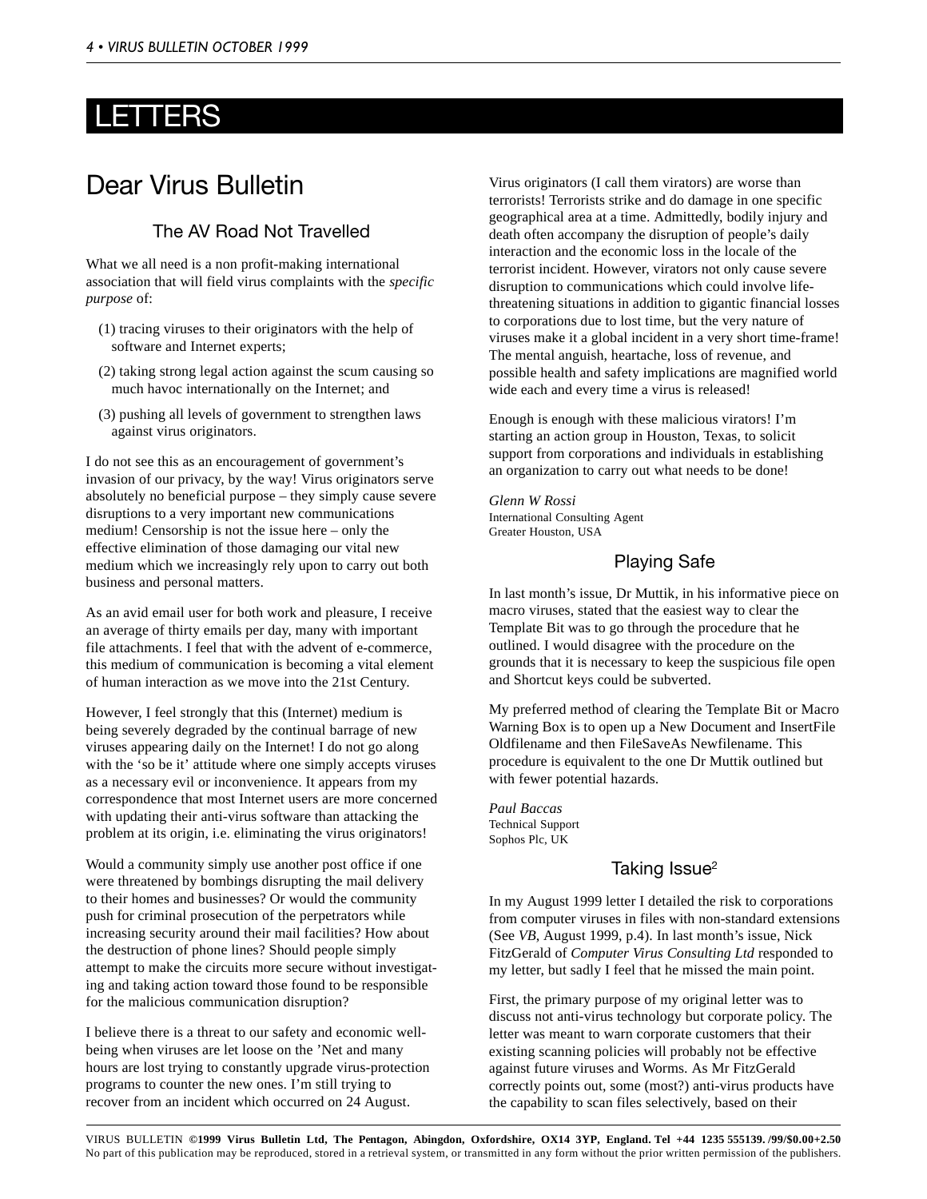# LETTERS

## Dear Virus Bulletin

### The AV Road Not Travelled

What we all need is a non profit-making international association that will field virus complaints with the *specific purpose* of:

(1) tracing viruses to their originators with the help of software and Internet experts;

(2) taking strong legal action against the scum causing so much havoc internationally on the Internet; and

(3) pushing all levels of government to strengthen laws against virus originators.

I do not see this as an encouragement of government's invasion of our privacy, by the way! Virus originators serve absolutely no beneficial purpose – they simply cause severe disruptions to a very important new communications medium! Censorship is not the issue here – only the effective elimination of those damaging our vital new medium which we increasingly rely upon to carry out both business and personal matters.

As an avid email user for both work and pleasure, I receive an average of thirty emails per day, many with important file attachments. I feel that with the advent of e-commerce, this medium of communication is becoming a vital element of human interaction as we move into the 21st Century.

However, I feel strongly that this (Internet) medium is being severely degraded by the continual barrage of new viruses appearing daily on the Internet! I do not go along with the 'so be it' attitude where one simply accepts viruses as a necessary evil or inconvenience. It appears from my correspondence that most Internet users are more concerned with updating their anti-virus software than attacking the problem at its origin, i.e. eliminating the virus originators!

Would a community simply use another post office if one were threatened by bombings disrupting the mail delivery to their homes and businesses? Or would the community push for criminal prosecution of the perpetrators while increasing security around their mail facilities? How about the destruction of phone lines? Should people simply attempt to make the circuits more secure without investigating and taking action toward those found to be responsible for the malicious communication disruption?

I believe there is a threat to our safety and economic well-being when viruses are let loose on the 'Net and many hours are lost trying to constantly upgrade virus-protection programs to counter the new ones. I'm still trying to recover from an incident which occurred on 24 August.

Virus originators (I call them virators) are worse than terrorists! Terrorists strike and do damage in one specific geographical area at a time. Admittedly, bodily injury and death often accompany the disruption of people's daily interaction and the economic loss in the locale of the terrorist incident. However, virators not only cause severe disruption to communications which could involve life-threatening situations in addition to gigantic financial losses to corporations due to lost time, but the very nature of viruses make it a global incident in a very short time-frame! The mental anguish, heartache, loss of revenue, and possible health and safety implications are magnified world wide each and every time a virus is released!

Enough is enough with these malicious virators! I'm starting an action group in Houston, Texas, to solicit support from corporations and individuals in establishing an organization to carry out what needs to be done!

*Glenn W Rossi*
International Consulting Agent
Greater Houston, USA

### Playing Safe

In last month's issue, Dr Muttik, in his informative piece on macro viruses, stated that the easiest way to clear the Template Bit was to go through the procedure that he outlined. I would disagree with the procedure on the grounds that it is necessary to keep the suspicious file open and Shortcut keys could be subverted.

My preferred method of clearing the Template Bit or Macro Warning Box is to open up a New Document and InsertFile Oldfilename and then FileSaveAs Newfilename. This procedure is equivalent to the one Dr Muttik outlined but with fewer potential hazards.

*Paul Baccas*
Technical Support
Sophos Plc, UK

### Taking Issue[2]

In my August 1999 letter I detailed the risk to corporations from computer viruses in files with non-standard extensions (See *VB*, August 1999, p.4). In last month's issue, Nick FitzGerald of *Computer Virus Consulting Ltd* responded to my letter, but sadly I feel that he missed the main point.

First, the primary purpose of my original letter was to discuss not anti-virus technology but corporate policy. The letter was meant to warn corporate customers that their existing scanning policies will probably not be effective against future viruses and Worms. As Mr FitzGerald correctly points out, some (most?) anti-virus products have the capability to scan files selectively, based on their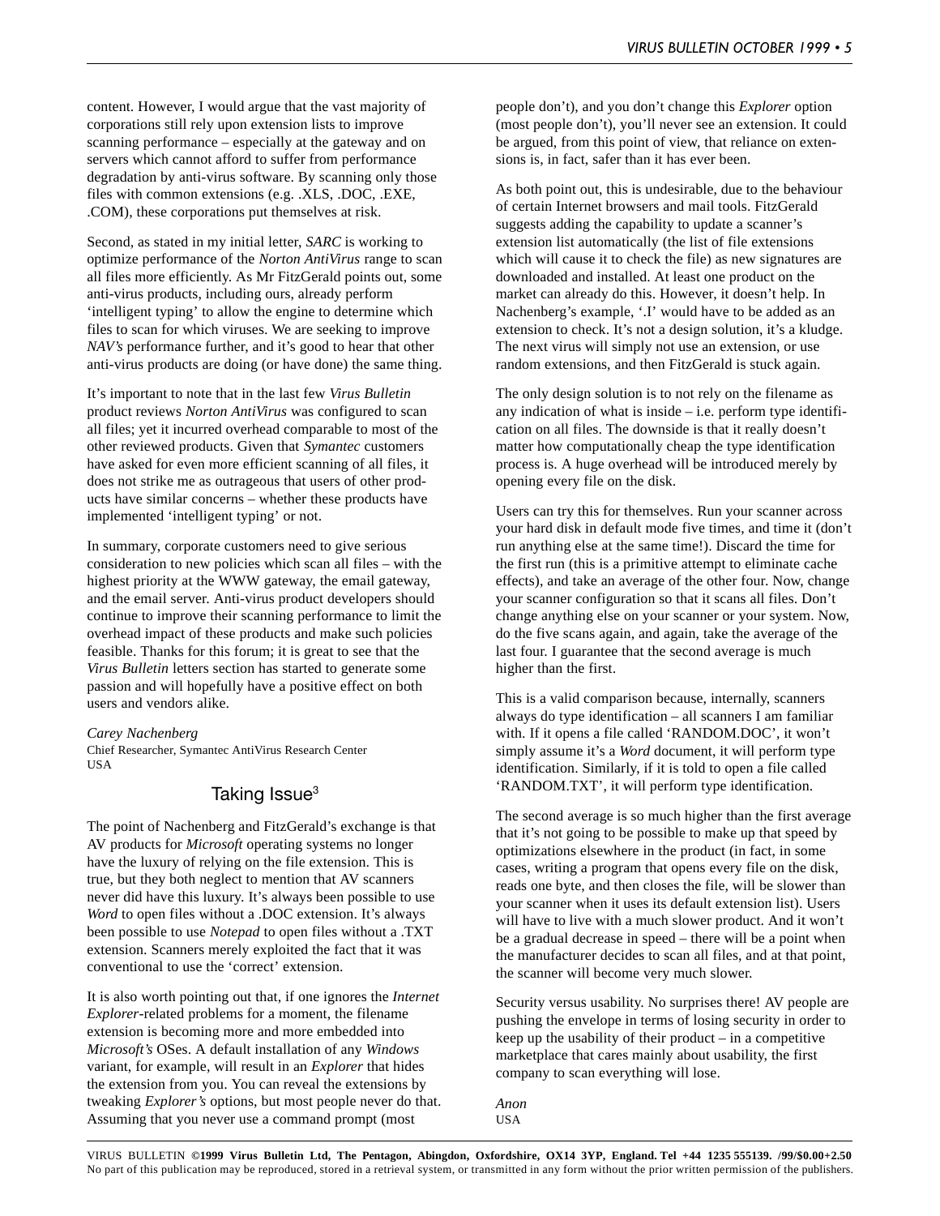content. However, I would argue that the vast majority of corporations still rely upon extension lists to improve scanning performance – especially at the gateway and on servers which cannot afford to suffer from performance degradation by anti-virus software. By scanning only those files with common extensions (e.g. .XLS, .DOC, .EXE, .COM), these corporations put themselves at risk.

Second, as stated in my initial letter, *SARC* is working to optimize performance of the *Norton AntiVirus* range to scan all files more efficiently. As Mr FitzGerald points out, some anti-virus products, including ours, already perform 'intelligent typing' to allow the engine to determine which files to scan for which viruses. We are seeking to improve *NAV's* performance further, and it's good to hear that other anti-virus products are doing (or have done) the same thing.

It's important to note that in the last few *Virus Bulletin* product reviews *Norton AntiVirus* was configured to scan all files; yet it incurred overhead comparable to most of the other reviewed products. Given that *Symantec* customers have asked for even more efficient scanning of all files, it does not strike me as outrageous that users of other products have similar concerns – whether these products have implemented 'intelligent typing' or not.

In summary, corporate customers need to give serious consideration to new policies which scan all files – with the highest priority at the WWW gateway, the email gateway, and the email server. Anti-virus product developers should continue to improve their scanning performance to limit the overhead impact of these products and make such policies feasible. Thanks for this forum; it is great to see that the *Virus Bulletin* letters section has started to generate some passion and will hopefully have a positive effect on both users and vendors alike.

*Carey Nachenberg*
Chief Researcher, Symantec AntiVirus Research Center
USA

## Taking Issue[3]

The point of Nachenberg and FitzGerald's exchange is that AV products for *Microsoft* operating systems no longer have the luxury of relying on the file extension. This is true, but they both neglect to mention that AV scanners never did have this luxury. It's always been possible to use *Word* to open files without a .DOC extension. It's always been possible to use *Notepad* to open files without a .TXT extension. Scanners merely exploited the fact that it was conventional to use the 'correct' extension.

It is also worth pointing out that, if one ignores the *Internet Explorer*-related problems for a moment, the filename extension is becoming more and more embedded into *Microsoft's* OSes. A default installation of any *Windows* variant, for example, will result in an *Explorer* that hides the extension from you. You can reveal the extensions by tweaking *Explorer's* options, but most people never do that. Assuming that you never use a command prompt (most people don't), and you don't change this *Explorer* option (most people don't), you'll never see an extension. It could be argued, from this point of view, that reliance on extensions is, in fact, safer than it has ever been.

As both point out, this is undesirable, due to the behaviour of certain Internet browsers and mail tools. FitzGerald suggests adding the capability to update a scanner's extension list automatically (the list of file extensions which will cause it to check the file) as new signatures are downloaded and installed. At least one product on the market can already do this. However, it doesn't help. In Nachenberg's example, '.I' would have to be added as an extension to check. It's not a design solution, it's a kludge. The next virus will simply not use an extension, or use random extensions, and then FitzGerald is stuck again.

The only design solution is to not rely on the filename as any indication of what is inside – i.e. perform type identification on all files. The downside is that it really doesn't matter how computationally cheap the type identification process is. A huge overhead will be introduced merely by opening every file on the disk.

Users can try this for themselves. Run your scanner across your hard disk in default mode five times, and time it (don't run anything else at the same time!). Discard the time for the first run (this is a primitive attempt to eliminate cache effects), and take an average of the other four. Now, change your scanner configuration so that it scans all files. Don't change anything else on your scanner or your system. Now, do the five scans again, and again, take the average of the last four. I guarantee that the second average is much higher than the first.

This is a valid comparison because, internally, scanners always do type identification – all scanners I am familiar with. If it opens a file called 'RANDOM.DOC', it won't simply assume it's a *Word* document, it will perform type identification. Similarly, if it is told to open a file called 'RANDOM.TXT', it will perform type identification.

The second average is so much higher than the first average that it's not going to be possible to make up that speed by optimizations elsewhere in the product (in fact, in some cases, writing a program that opens every file on the disk, reads one byte, and then closes the file, will be slower than your scanner when it uses its default extension list). Users will have to live with a much slower product. And it won't be a gradual decrease in speed – there will be a point when the manufacturer decides to scan all files, and at that point, the scanner will become very much slower.

Security versus usability. No surprises there! AV people are pushing the envelope in terms of losing security in order to keep up the usability of their product – in a competitive marketplace that cares mainly about usability, the first company to scan everything will lose.

*Anon*
USA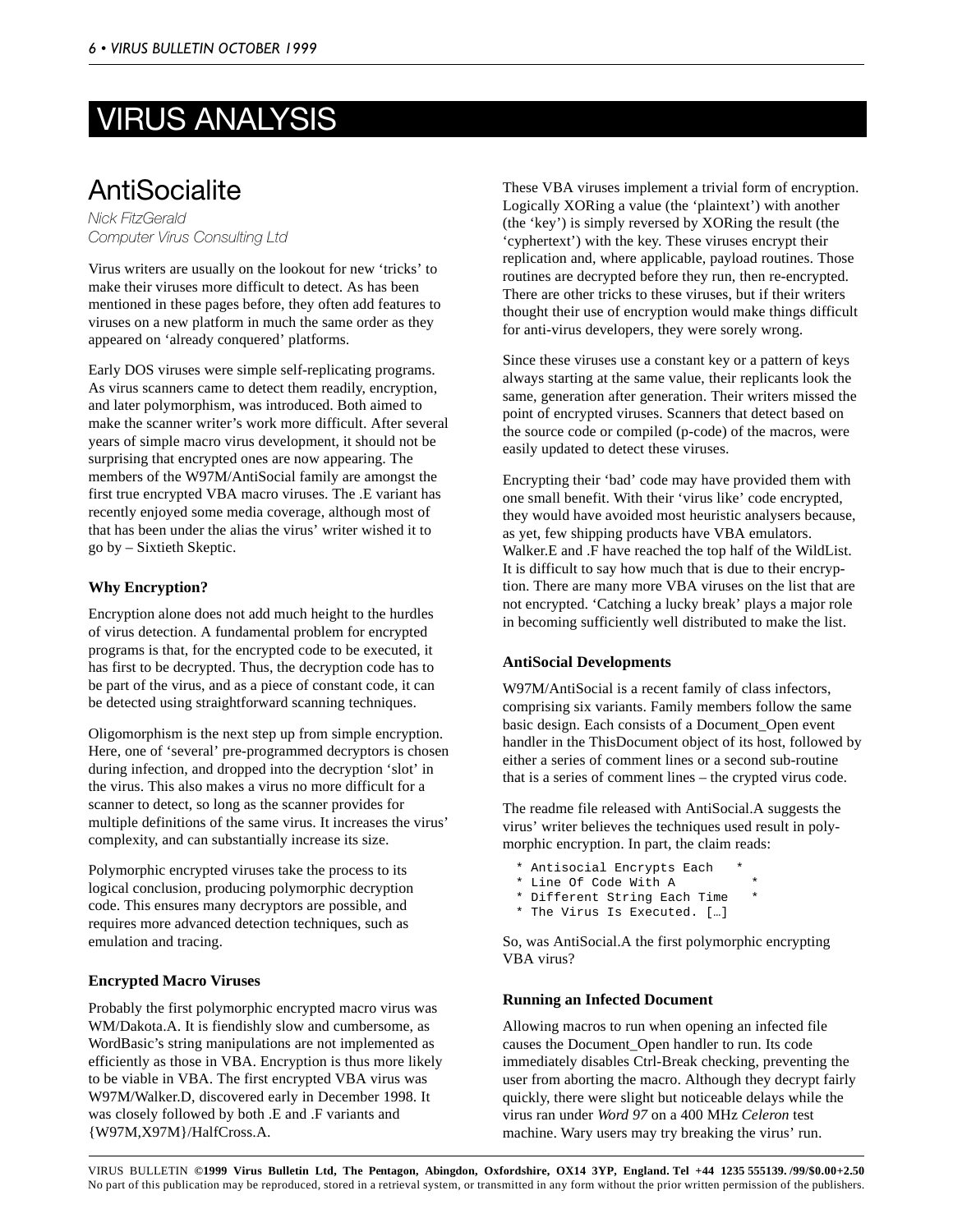# VIRUS ANALYSIS

## AntiSocialite

*Nick FitzGerald*
*Computer Virus Consulting Ltd*

Virus writers are usually on the lookout for new 'tricks' to make their viruses more difficult to detect. As has been mentioned in these pages before, they often add features to viruses on a new platform in much the same order as they appeared on 'already conquered' platforms.

Early DOS viruses were simple self-replicating programs. As virus scanners came to detect them readily, encryption, and later polymorphism, was introduced. Both aimed to make the scanner writer's work more difficult. After several years of simple macro virus development, it should not be surprising that encrypted ones are now appearing. The members of the W97M/AntiSocial family are amongst the first true encrypted VBA macro viruses. The .E variant has recently enjoyed some media coverage, although most of that has been under the alias the virus' writer wished it to go by – Sixtieth Skeptic.

### Why Encryption?

Encryption alone does not add much height to the hurdles of virus detection. A fundamental problem for encrypted programs is that, for the encrypted code to be executed, it has first to be decrypted. Thus, the decryption code has to be part of the virus, and as a piece of constant code, it can be detected using straightforward scanning techniques.

Oligomorphism is the next step up from simple encryption. Here, one of 'several' pre-programmed decryptors is chosen during infection, and dropped into the decryption 'slot' in the virus. This also makes a virus no more difficult for a scanner to detect, so long as the scanner provides for multiple definitions of the same virus. It increases the virus' complexity, and can substantially increase its size.

Polymorphic encrypted viruses take the process to its logical conclusion, producing polymorphic decryption code. This ensures many decryptors are possible, and requires more advanced detection techniques, such as emulation and tracing.

### Encrypted Macro Viruses

Probably the first polymorphic encrypted macro virus was WM/Dakota.A. It is fiendishly slow and cumbersome, as WordBasic's string manipulations are not implemented as efficiently as those in VBA. Encryption is thus more likely to be viable in VBA. The first encrypted VBA virus was W97M/Walker.D, discovered early in December 1998. It was closely followed by both .E and .F variants and {W97M,X97M}/HalfCross.A.

These VBA viruses implement a trivial form of encryption. Logically XORing a value (the 'plaintext') with another (the 'key') is simply reversed by XORing the result (the 'cyphertext') with the key. These viruses encrypt their replication and, where applicable, payload routines. Those routines are decrypted before they run, then re-encrypted. There are other tricks to these viruses, but if their writers thought their use of encryption would make things difficult for anti-virus developers, they were sorely wrong.

Since these viruses use a constant key or a pattern of keys always starting at the same value, their replicants look the same, generation after generation. Their writers missed the point of encrypted viruses. Scanners that detect based on the source code or compiled (p-code) of the macros, were easily updated to detect these viruses.

Encrypting their 'bad' code may have provided them with one small benefit. With their 'virus like' code encrypted, they would have avoided most heuristic analysers because, as yet, few shipping products have VBA emulators. Walker.E and .F have reached the top half of the WildList. It is difficult to say how much that is due to their encryption. There are many more VBA viruses on the list that are not encrypted. 'Catching a lucky break' plays a major role in becoming sufficiently well distributed to make the list.

### AntiSocial Developments

W97M/AntiSocial is a recent family of class infectors, comprising six variants. Family members follow the same basic design. Each consists of a Document_Open event handler in the ThisDocument object of its host, followed by either a series of comment lines or a second sub-routine that is a series of comment lines – the crypted virus code.

The readme file released with AntiSocial.A suggests the virus' writer believes the techniques used result in polymorphic encryption. In part, the claim reads:

```
* Antisocial Encrypts Each   *
* Line Of Code With A         *
* Different String Each Time   *
* The Virus Is Executed. […]
```

So, was AntiSocial.A the first polymorphic encrypting VBA virus?

### Running an Infected Document

Allowing macros to run when opening an infected file causes the Document_Open handler to run. Its code immediately disables Ctrl-Break checking, preventing the user from aborting the macro. Although they decrypt fairly quickly, there were slight but noticeable delays while the virus ran under *Word 97* on a 400 MHz *Celeron* test machine. Wary users may try breaking the virus' run.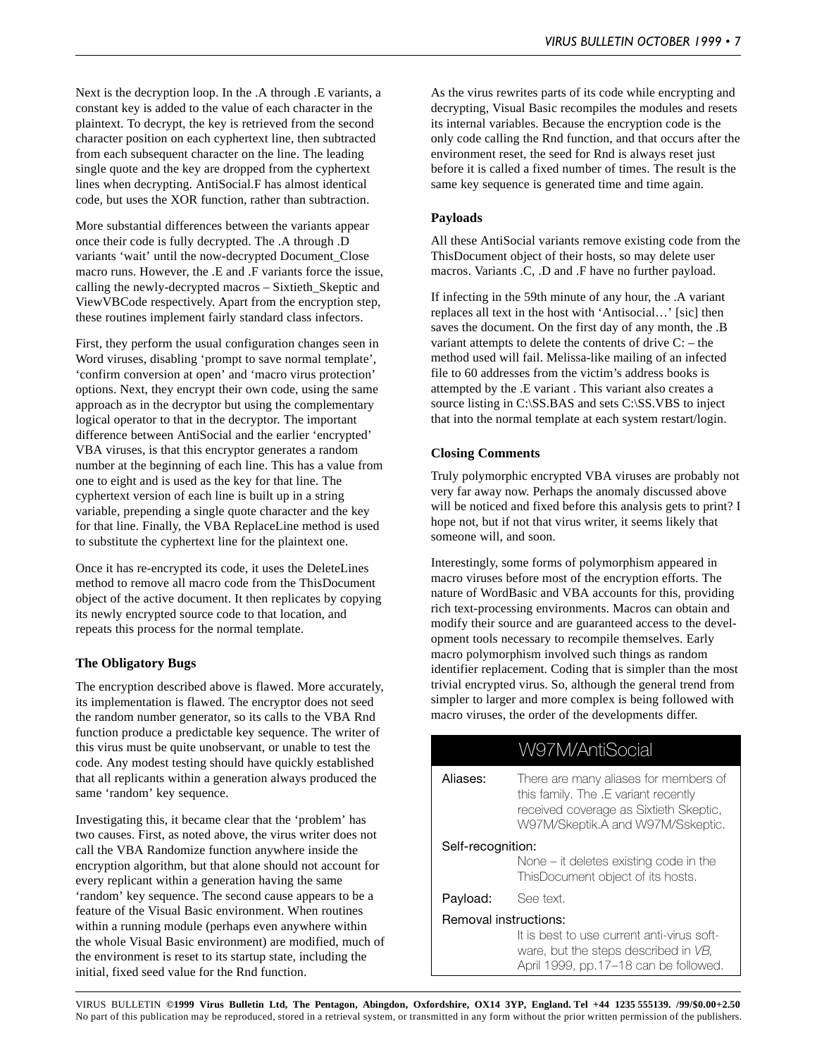Next is the decryption loop. In the .A through .E variants, a constant key is added to the value of each character in the plaintext. To decrypt, the key is retrieved from the second character position on each cyphertext line, then subtracted from each subsequent character on the line. The leading single quote and the key are dropped from the cyphertext lines when decrypting. AntiSocial.F has almost identical code, but uses the XOR function, rather than subtraction.

More substantial differences between the variants appear once their code is fully decrypted. The .A through .D variants 'wait' until the now-decrypted Document_Close macro runs. However, the .E and .F variants force the issue, calling the newly-decrypted macros – Sixtieth_Skeptic and ViewVBCode respectively. Apart from the encryption step, these routines implement fairly standard class infectors.

First, they perform the usual configuration changes seen in Word viruses, disabling 'prompt to save normal template', 'confirm conversion at open' and 'macro virus protection' options. Next, they encrypt their own code, using the same approach as in the decryptor but using the complementary logical operator to that in the decryptor. The important difference between AntiSocial and the earlier 'encrypted' VBA viruses, is that this encryptor generates a random number at the beginning of each line. This has a value from one to eight and is used as the key for that line. The cyphertext version of each line is built up in a string variable, prepending a single quote character and the key for that line. Finally, the VBA ReplaceLine method is used to substitute the cyphertext line for the plaintext one.

Once it has re-encrypted its code, it uses the DeleteLines method to remove all macro code from the ThisDocument object of the active document. It then replicates by copying its newly encrypted source code to that location, and repeats this process for the normal template.

### The Obligatory Bugs

The encryption described above is flawed. More accurately, its implementation is flawed. The encryptor does not seed the random number generator, so its calls to the VBA Rnd function produce a predictable key sequence. The writer of this virus must be quite unobservant, or unable to test the code. Any modest testing should have quickly established that all replicants within a generation always produced the same 'random' key sequence.

Investigating this, it became clear that the 'problem' has two causes. First, as noted above, the virus writer does not call the VBA Randomize function anywhere inside the encryption algorithm, but that alone should not account for every replicant within a generation having the same 'random' key sequence. The second cause appears to be a feature of the Visual Basic environment. When routines within a running module (perhaps even anywhere within the whole Visual Basic environment) are modified, much of the environment is reset to its startup state, including the initial, fixed seed value for the Rnd function.

As the virus rewrites parts of its code while encrypting and decrypting, Visual Basic recompiles the modules and resets its internal variables. Because the encryption code is the only code calling the Rnd function, and that occurs after the environment reset, the seed for Rnd is always reset just before it is called a fixed number of times. The result is the same key sequence is generated time and time again.

### Payloads

All these AntiSocial variants remove existing code from the ThisDocument object of their hosts, so may delete user macros. Variants .C, .D and .F have no further payload.

If infecting in the 59th minute of any hour, the .A variant replaces all text in the host with 'Antisocial…' [sic] then saves the document. On the first day of any month, the .B variant attempts to delete the contents of drive C: – the method used will fail. Melissa-like mailing of an infected file to 60 addresses from the victim's address books is attempted by the .E variant . This variant also creates a source listing in C:\SS.BAS and sets C:\SS.VBS to inject that into the normal template at each system restart/login.

### Closing Comments

Truly polymorphic encrypted VBA viruses are probably not very far away now. Perhaps the anomaly discussed above will be noticed and fixed before this analysis gets to print? I hope not, but if not that virus writer, it seems likely that someone will, and soon.

Interestingly, some forms of polymorphism appeared in macro viruses before most of the encryption efforts. The nature of WordBasic and VBA accounts for this, providing rich text-processing environments. Macros can obtain and modify their source and are guaranteed access to the development tools necessary to recompile themselves. Early macro polymorphism involved such things as random identifier replacement. Coding that is simpler than the most trivial encrypted virus. So, although the general trend from simpler to larger and more complex is being followed with macro viruses, the order of the developments differ.

### W97M/AntiSocial

**Aliases:** There are many aliases for members of this family. The .E variant recently received coverage as Sixtieth Skeptic, W97M/Skeptik.A and W97M/Sskeptic.

**Self-recognition:** None – it deletes existing code in the ThisDocument object of its hosts.

**Payload:** See text.

**Removal instructions:** It is best to use current anti-virus software, but the steps described in *VB*, April 1999, pp.17–18 can be followed.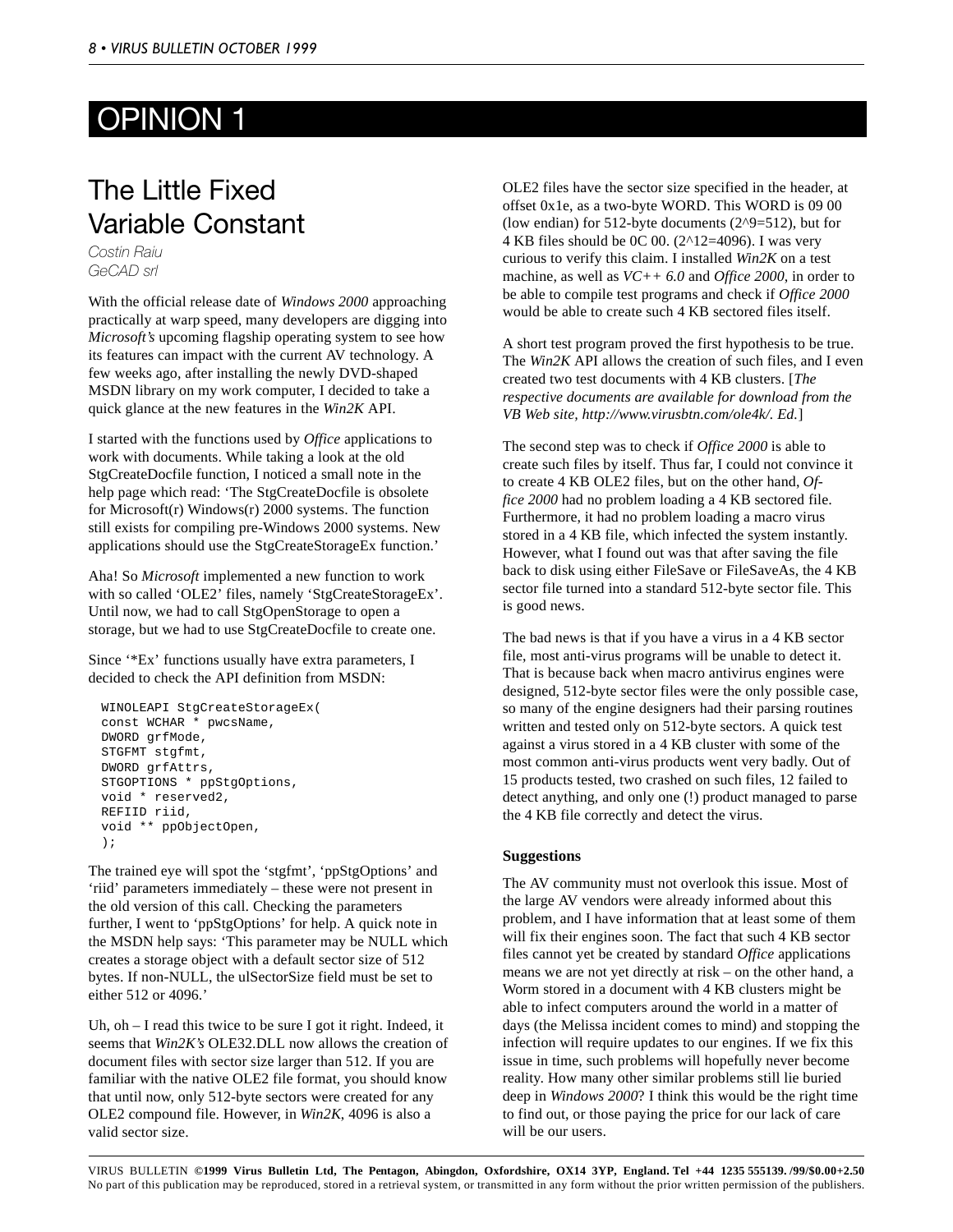# OPINION 1

## The Little Fixed Variable Constant

*Costin Raiu*
*GeCAD srl*

With the official release date of *Windows 2000* approaching practically at warp speed, many developers are digging into *Microsoft's* upcoming flagship operating system to see how its features can impact with the current AV technology. A few weeks ago, after installing the newly DVD-shaped MSDN library on my work computer, I decided to take a quick glance at the new features in the *Win2K* API.

I started with the functions used by *Office* applications to work with documents. While taking a look at the old StgCreateDocfile function, I noticed a small note in the help page which read: 'The StgCreateDocfile is obsolete for Microsoft(r) Windows(r) 2000 systems. The function still exists for compiling pre-Windows 2000 systems. New applications should use the StgCreateStorageEx function.'

Aha! So *Microsoft* implemented a new function to work with so called 'OLE2' files, namely 'StgCreateStorageEx'. Until now, we had to call StgOpenStorage to open a storage, but we had to use StgCreateDocfile to create one.

Since '*Ex' functions usually have extra parameters, I decided to check the API definition from MSDN:

```
WINOLEAPI StgCreateStorageEx(
const WCHAR * pwcsName,
DWORD grfMode,
STGFMT stgfmt,
DWORD grfAttrs,
STGOPTIONS * ppStgOptions,
void * reserved2,
REFIID riid,
void ** ppObjectOpen,
);
```

The trained eye will spot the 'stgfmt', 'ppStgOptions' and 'riid' parameters immediately – these were not present in the old version of this call. Checking the parameters further, I went to 'ppStgOptions' for help. A quick note in the MSDN help says: 'This parameter may be NULL which creates a storage object with a default sector size of 512 bytes. If non-NULL, the ulSectorSize field must be set to either 512 or 4096.'

Uh, oh – I read this twice to be sure I got it right. Indeed, it seems that *Win2K's* OLE32.DLL now allows the creation of document files with sector size larger than 512. If you are familiar with the native OLE2 file format, you should know that until now, only 512-byte sectors were created for any OLE2 compound file. However, in *Win2K*, 4096 is also a valid sector size.

OLE2 files have the sector size specified in the header, at offset 0x1e, as a two-byte WORD. This WORD is 09 00 (low endian) for 512-byte documents (2^9=512), but for 4 KB files should be 0C 00. (2^12=4096). I was very curious to verify this claim. I installed *Win2K* on a test machine, as well as *VC++ 6.0* and *Office 2000*, in order to be able to compile test programs and check if *Office 2000* would be able to create such 4 KB sectored files itself.

A short test program proved the first hypothesis to be true. The *Win2K* API allows the creation of such files, and I even created two test documents with 4 KB clusters. [*The respective documents are available for download from the VB Web site, http://www.virusbtn.com/ole4k/. Ed.*]

The second step was to check if *Office 2000* is able to create such files by itself. Thus far, I could not convince it to create 4 KB OLE2 files, but on the other hand, *Office 2000* had no problem loading a 4 KB sectored file. Furthermore, it had no problem loading a macro virus stored in a 4 KB file, which infected the system instantly. However, what I found out was that after saving the file back to disk using either FileSave or FileSaveAs, the 4 KB sector file turned into a standard 512-byte sector file. This is good news.

The bad news is that if you have a virus in a 4 KB sector file, most anti-virus programs will be unable to detect it. That is because back when macro antivirus engines were designed, 512-byte sector files were the only possible case, so many of the engine designers had their parsing routines written and tested only on 512-byte sectors. A quick test against a virus stored in a 4 KB cluster with some of the most common anti-virus products went very badly. Out of 15 products tested, two crashed on such files, 12 failed to detect anything, and only one (!) product managed to parse the 4 KB file correctly and detect the virus.

### Suggestions

The AV community must not overlook this issue. Most of the large AV vendors were already informed about this problem, and I have information that at least some of them will fix their engines soon. The fact that such 4 KB sector files cannot yet be created by standard *Office* applications means we are not yet directly at risk – on the other hand, a Worm stored in a document with 4 KB clusters might be able to infect computers around the world in a matter of days (the Melissa incident comes to mind) and stopping the infection will require updates to our engines. If we fix this issue in time, such problems will hopefully never become reality. How many other similar problems still lie buried deep in *Windows 2000*? I think this would be the right time to find out, or those paying the price for our lack of care will be our users.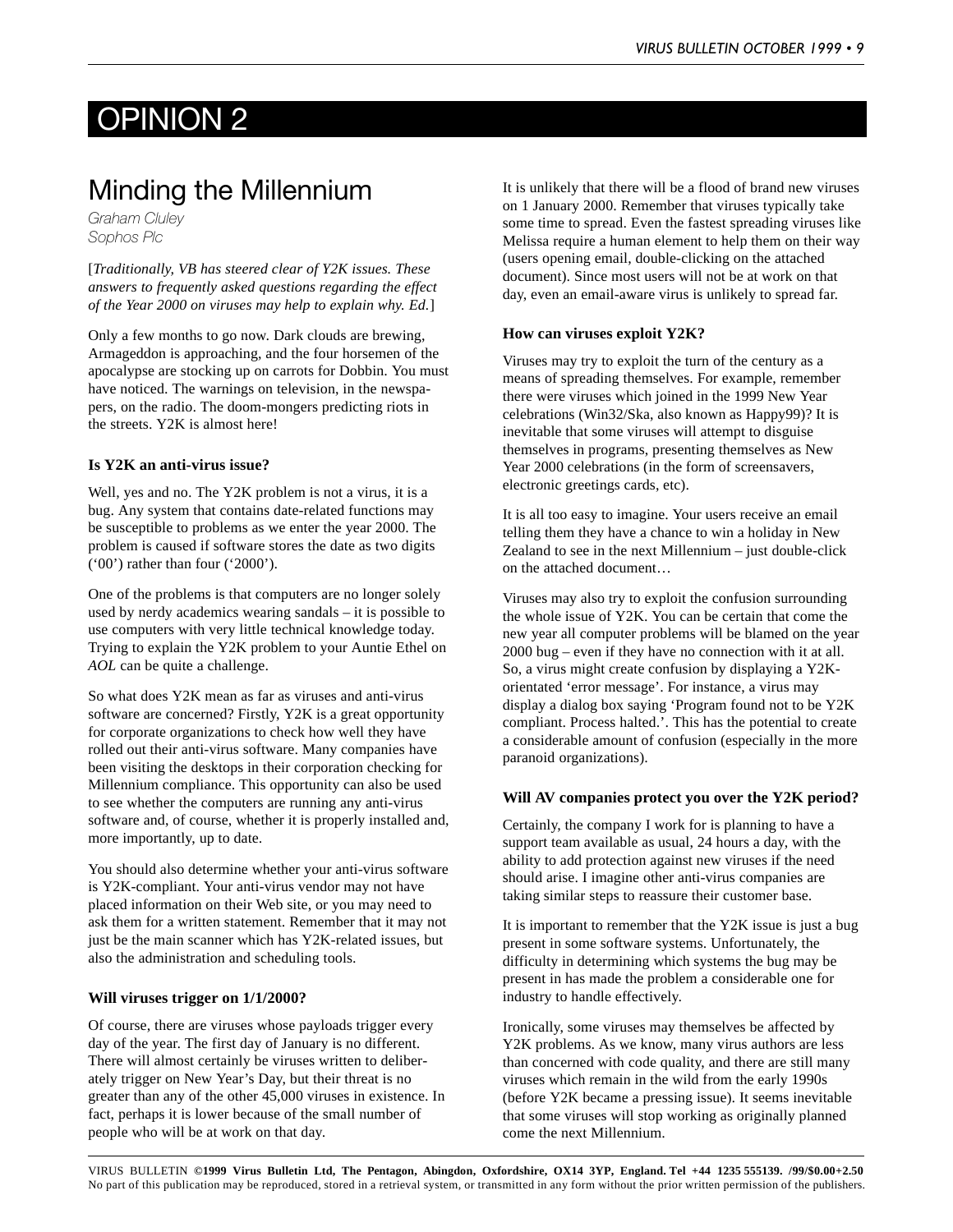# OPINION 2

## Minding the Millennium

*Graham Cluley*
*Sophos Plc*

[*Traditionally, VB has steered clear of Y2K issues. These answers to frequently asked questions regarding the effect of the Year 2000 on viruses may help to explain why. Ed.*]

Only a few months to go now. Dark clouds are brewing, Armageddon is approaching, and the four horsemen of the apocalypse are stocking up on carrots for Dobbin. You must have noticed. The warnings on television, in the newspapers, on the radio. The doom-mongers predicting riots in the streets. Y2K is almost here!

### Is Y2K an anti-virus issue?

Well, yes and no. The Y2K problem is not a virus, it is a bug. Any system that contains date-related functions may be susceptible to problems as we enter the year 2000. The problem is caused if software stores the date as two digits ('00') rather than four ('2000').

One of the problems is that computers are no longer solely used by nerdy academics wearing sandals – it is possible to use computers with very little technical knowledge today. Trying to explain the Y2K problem to your Auntie Ethel on *AOL* can be quite a challenge.

So what does Y2K mean as far as viruses and anti-virus software are concerned? Firstly, Y2K is a great opportunity for corporate organizations to check how well they have rolled out their anti-virus software. Many companies have been visiting the desktops in their corporation checking for Millennium compliance. This opportunity can also be used to see whether the computers are running any anti-virus software and, of course, whether it is properly installed and, more importantly, up to date.

You should also determine whether your anti-virus software is Y2K-compliant. Your anti-virus vendor may not have placed information on their Web site, or you may need to ask them for a written statement. Remember that it may not just be the main scanner which has Y2K-related issues, but also the administration and scheduling tools.

### Will viruses trigger on 1/1/2000?

Of course, there are viruses whose payloads trigger every day of the year. The first day of January is no different. There will almost certainly be viruses written to deliberately trigger on New Year's Day, but their threat is no greater than any of the other 45,000 viruses in existence. In fact, perhaps it is lower because of the small number of people who will be at work on that day.

It is unlikely that there will be a flood of brand new viruses on 1 January 2000. Remember that viruses typically take some time to spread. Even the fastest spreading viruses like Melissa require a human element to help them on their way (users opening email, double-clicking on the attached document). Since most users will not be at work on that day, even an email-aware virus is unlikely to spread far.

### How can viruses exploit Y2K?

Viruses may try to exploit the turn of the century as a means of spreading themselves. For example, remember there were viruses which joined in the 1999 New Year celebrations (Win32/Ska, also known as Happy99)? It is inevitable that some viruses will attempt to disguise themselves in programs, presenting themselves as New Year 2000 celebrations (in the form of screensavers, electronic greetings cards, etc).

It is all too easy to imagine. Your users receive an email telling them they have a chance to win a holiday in New Zealand to see in the next Millennium – just double-click on the attached document…

Viruses may also try to exploit the confusion surrounding the whole issue of Y2K. You can be certain that come the new year all computer problems will be blamed on the year 2000 bug – even if they have no connection with it at all. So, a virus might create confusion by displaying a Y2K-orientated 'error message'. For instance, a virus may display a dialog box saying 'Program found not to be Y2K compliant. Process halted.'. This has the potential to create a considerable amount of confusion (especially in the more paranoid organizations).

### Will AV companies protect you over the Y2K period?

Certainly, the company I work for is planning to have a support team available as usual, 24 hours a day, with the ability to add protection against new viruses if the need should arise. I imagine other anti-virus companies are taking similar steps to reassure their customer base.

It is important to remember that the Y2K issue is just a bug present in some software systems. Unfortunately, the difficulty in determining which systems the bug may be present in has made the problem a considerable one for industry to handle effectively.

Ironically, some viruses may themselves be affected by Y2K problems. As we know, many virus authors are less than concerned with code quality, and there are still many viruses which remain in the wild from the early 1990s (before Y2K became a pressing issue). It seems inevitable that some viruses will stop working as originally planned come the next Millennium.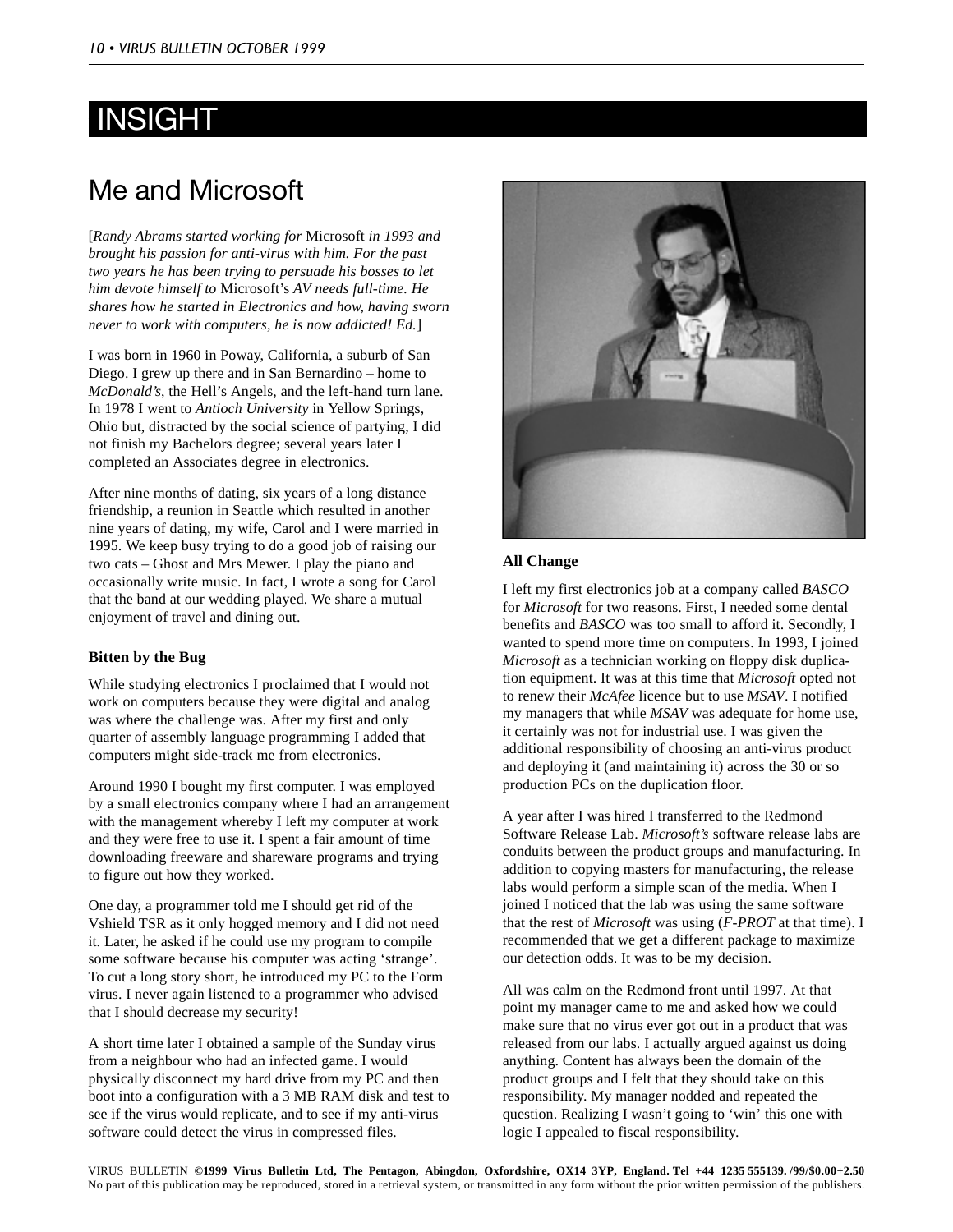# INSIGHT

## Me and Microsoft

[*Randy Abrams started working for* Microsoft *in 1993 and brought his passion for anti-virus with him. For the past two years he has been trying to persuade his bosses to let him devote himself to* Microsoft*'s AV needs full-time. He shares how he started in Electronics and how, having sworn never to work with computers, he is now addicted! Ed.*]

I was born in 1960 in Poway, California, a suburb of San Diego. I grew up there and in San Bernardino – home to *McDonald's*, the Hell's Angels, and the left-hand turn lane. In 1978 I went to *Antioch University* in Yellow Springs, Ohio but, distracted by the social science of partying, I did not finish my Bachelors degree; several years later I completed an Associates degree in electronics.

After nine months of dating, six years of a long distance friendship, a reunion in Seattle which resulted in another nine years of dating, my wife, Carol and I were married in 1995. We keep busy trying to do a good job of raising our two cats – Ghost and Mrs Mewer. I play the piano and occasionally write music. In fact, I wrote a song for Carol that the band at our wedding played. We share a mutual enjoyment of travel and dining out.

### Bitten by the Bug

While studying electronics I proclaimed that I would not work on computers because they were digital and analog was where the challenge was. After my first and only quarter of assembly language programming I added that computers might side-track me from electronics.

Around 1990 I bought my first computer. I was employed by a small electronics company where I had an arrangement with the management whereby I left my computer at work and they were free to use it. I spent a fair amount of time downloading freeware and shareware programs and trying to figure out how they worked.

One day, a programmer told me I should get rid of the Vshield TSR as it only hogged memory and I did not need it. Later, he asked if he could use my program to compile some software because his computer was acting 'strange'. To cut a long story short, he introduced my PC to the Form virus. I never again listened to a programmer who advised that I should decrease my security!

A short time later I obtained a sample of the Sunday virus from a neighbour who had an infected game. I would physically disconnect my hard drive from my PC and then boot into a configuration with a 3 MB RAM disk and test to see if the virus would replicate, and to see if my anti-virus software could detect the virus in compressed files.

### All Change

I left my first electronics job at a company called *BASCO* for *Microsoft* for two reasons. First, I needed some dental benefits and *BASCO* was too small to afford it. Secondly, I wanted to spend more time on computers. In 1993, I joined *Microsoft* as a technician working on floppy disk duplication equipment. It was at this time that *Microsoft* opted not to renew their *McAfee* licence but to use *MSAV*. I notified my managers that while *MSAV* was adequate for home use, it certainly was not for industrial use. I was given the additional responsibility of choosing an anti-virus product and deploying it (and maintaining it) across the 30 or so production PCs on the duplication floor.

A year after I was hired I transferred to the Redmond Software Release Lab. *Microsoft's* software release labs are conduits between the product groups and manufacturing. In addition to copying masters for manufacturing, the release labs would perform a simple scan of the media. When I joined I noticed that the lab was using the same software that the rest of *Microsoft* was using (*F-PROT* at that time). I recommended that we get a different package to maximize our detection odds. It was to be my decision.

All was calm on the Redmond front until 1997. At that point my manager came to me and asked how we could make sure that no virus ever got out in a product that was released from our labs. I actually argued against us doing anything. Content has always been the domain of the product groups and I felt that they should take on this responsibility. My manager nodded and repeated the question. Realizing I wasn't going to 'win' this one with logic I appealed to fiscal responsibility.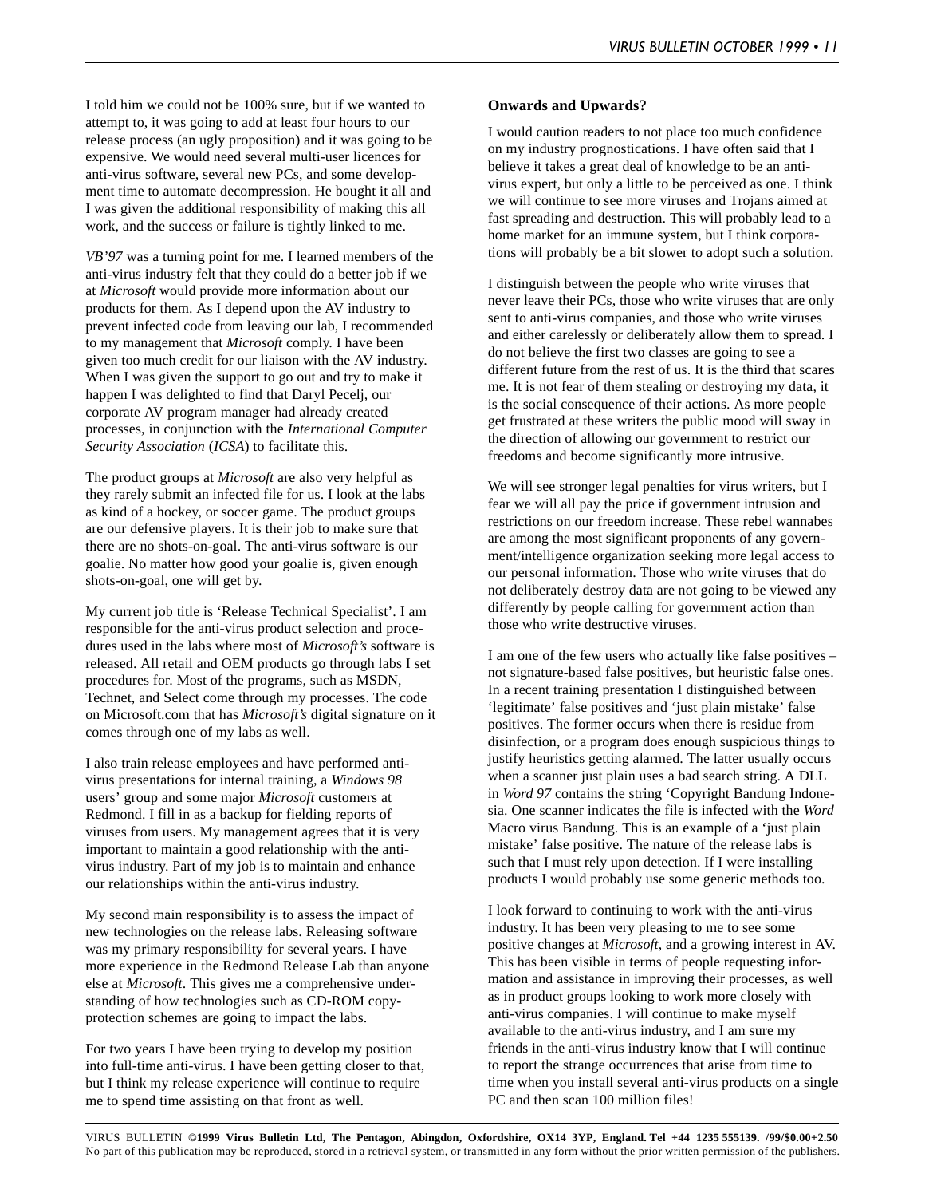I told him we could not be 100% sure, but if we wanted to attempt to, it was going to add at least four hours to our release process (an ugly proposition) and it was going to be expensive. We would need several multi-user licences for anti-virus software, several new PCs, and some development time to automate decompression. He bought it all and I was given the additional responsibility of making this all work, and the success or failure is tightly linked to me.

*VB'97* was a turning point for me. I learned members of the anti-virus industry felt that they could do a better job if we at *Microsoft* would provide more information about our products for them. As I depend upon the AV industry to prevent infected code from leaving our lab, I recommended to my management that *Microsoft* comply. I have been given too much credit for our liaison with the AV industry. When I was given the support to go out and try to make it happen I was delighted to find that Daryl Pecelj, our corporate AV program manager had already created processes, in conjunction with the *International Computer Security Association* (*ICSA*) to facilitate this.

The product groups at *Microsoft* are also very helpful as they rarely submit an infected file for us. I look at the labs as kind of a hockey, or soccer game. The product groups are our defensive players. It is their job to make sure that there are no shots-on-goal. The anti-virus software is our goalie. No matter how good your goalie is, given enough shots-on-goal, one will get by.

My current job title is 'Release Technical Specialist'. I am responsible for the anti-virus product selection and procedures used in the labs where most of *Microsoft's* software is released. All retail and OEM products go through labs I set procedures for. Most of the programs, such as MSDN, Technet, and Select come through my processes. The code on Microsoft.com that has *Microsoft's* digital signature on it comes through one of my labs as well.

I also train release employees and have performed anti-virus presentations for internal training, a *Windows 98* users' group and some major *Microsoft* customers at Redmond. I fill in as a backup for fielding reports of viruses from users. My management agrees that it is very important to maintain a good relationship with the anti-virus industry. Part of my job is to maintain and enhance our relationships within the anti-virus industry.

My second main responsibility is to assess the impact of new technologies on the release labs. Releasing software was my primary responsibility for several years. I have more experience in the Redmond Release Lab than anyone else at *Microsoft*. This gives me a comprehensive understanding of how technologies such as CD-ROM copy-protection schemes are going to impact the labs.

For two years I have been trying to develop my position into full-time anti-virus. I have been getting closer to that, but I think my release experience will continue to require me to spend time assisting on that front as well.

### Onwards and Upwards?

I would caution readers to not place too much confidence on my industry prognostications. I have often said that I believe it takes a great deal of knowledge to be an anti-virus expert, but only a little to be perceived as one. I think we will continue to see more viruses and Trojans aimed at fast spreading and destruction. This will probably lead to a home market for an immune system, but I think corporations will probably be a bit slower to adopt such a solution.

I distinguish between the people who write viruses that never leave their PCs, those who write viruses that are only sent to anti-virus companies, and those who write viruses and either carelessly or deliberately allow them to spread. I do not believe the first two classes are going to see a different future from the rest of us. It is the third that scares me. It is not fear of them stealing or destroying my data, it is the social consequence of their actions. As more people get frustrated at these writers the public mood will sway in the direction of allowing our government to restrict our freedoms and become significantly more intrusive.

We will see stronger legal penalties for virus writers, but I fear we will all pay the price if government intrusion and restrictions on our freedom increase. These rebel wannabes are among the most significant proponents of any government/intelligence organization seeking more legal access to our personal information. Those who write viruses that do not deliberately destroy data are not going to be viewed any differently by people calling for government action than those who write destructive viruses.

I am one of the few users who actually like false positives – not signature-based false positives, but heuristic false ones. In a recent training presentation I distinguished between 'legitimate' false positives and 'just plain mistake' false positives. The former occurs when there is residue from disinfection, or a program does enough suspicious things to justify heuristics getting alarmed. The latter usually occurs when a scanner just plain uses a bad search string. A DLL in *Word 97* contains the string 'Copyright Bandung Indonesia. One scanner indicates the file is infected with the *Word* Macro virus Bandung. This is an example of a 'just plain mistake' false positive. The nature of the release labs is such that I must rely upon detection. If I were installing products I would probably use some generic methods too.

I look forward to continuing to work with the anti-virus industry. It has been very pleasing to me to see some positive changes at *Microsoft*, and a growing interest in AV. This has been visible in terms of people requesting information and assistance in improving their processes, as well as in product groups looking to work more closely with anti-virus companies. I will continue to make myself available to the anti-virus industry, and I am sure my friends in the anti-virus industry know that I will continue to report the strange occurrences that arise from time to time when you install several anti-virus products on a single PC and then scan 100 million files!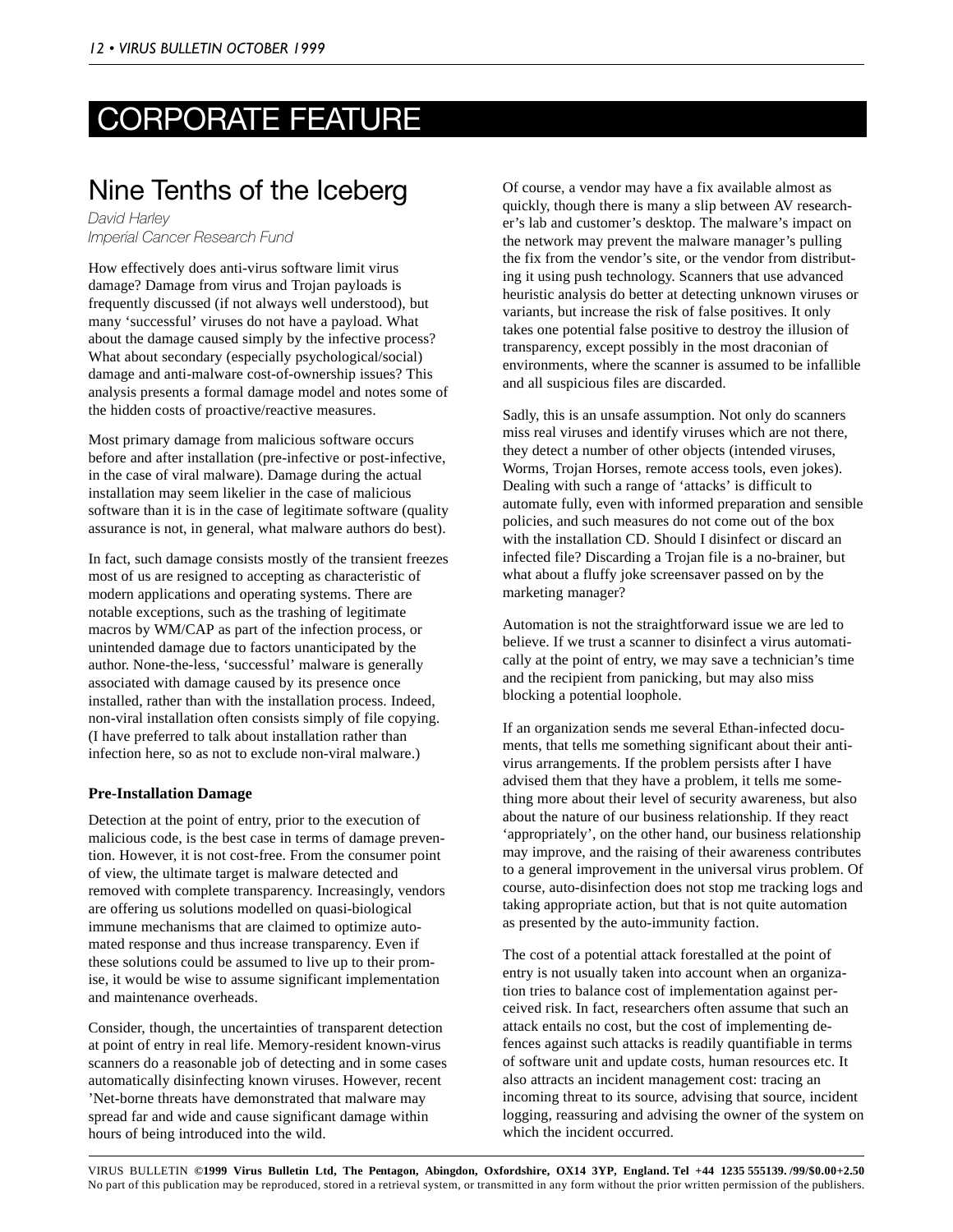# CORPORATE FEATURE

## Nine Tenths of the Iceberg

*David Harley*
*Imperial Cancer Research Fund*

How effectively does anti-virus software limit virus damage? Damage from virus and Trojan payloads is frequently discussed (if not always well understood), but many 'successful' viruses do not have a payload. What about the damage caused simply by the infective process? What about secondary (especially psychological/social) damage and anti-malware cost-of-ownership issues? This analysis presents a formal damage model and notes some of the hidden costs of proactive/reactive measures.

Most primary damage from malicious software occurs before and after installation (pre-infective or post-infective, in the case of viral malware). Damage during the actual installation may seem likelier in the case of malicious software than it is in the case of legitimate software (quality assurance is not, in general, what malware authors do best).

In fact, such damage consists mostly of the transient freezes most of us are resigned to accepting as characteristic of modern applications and operating systems. There are notable exceptions, such as the trashing of legitimate macros by WM/CAP as part of the infection process, or unintended damage due to factors unanticipated by the author. None-the-less, 'successful' malware is generally associated with damage caused by its presence once installed, rather than with the installation process. Indeed, non-viral installation often consists simply of file copying. (I have preferred to talk about installation rather than infection here, so as not to exclude non-viral malware.)

### Pre-Installation Damage

Detection at the point of entry, prior to the execution of malicious code, is the best case in terms of damage prevention. However, it is not cost-free. From the consumer point of view, the ultimate target is malware detected and removed with complete transparency. Increasingly, vendors are offering us solutions modelled on quasi-biological immune mechanisms that are claimed to optimize automated response and thus increase transparency. Even if these solutions could be assumed to live up to their promise, it would be wise to assume significant implementation and maintenance overheads.

Consider, though, the uncertainties of transparent detection at point of entry in real life. Memory-resident known-virus scanners do a reasonable job of detecting and in some cases automatically disinfecting known viruses. However, recent 'Net-borne threats have demonstrated that malware may spread far and wide and cause significant damage within hours of being introduced into the wild.

Of course, a vendor may have a fix available almost as quickly, though there is many a slip between AV researcher's lab and customer's desktop. The malware's impact on the network may prevent the malware manager's pulling the fix from the vendor's site, or the vendor from distributing it using push technology. Scanners that use advanced heuristic analysis do better at detecting unknown viruses or variants, but increase the risk of false positives. It only takes one potential false positive to destroy the illusion of transparency, except possibly in the most draconian of environments, where the scanner is assumed to be infallible and all suspicious files are discarded.

Sadly, this is an unsafe assumption. Not only do scanners miss real viruses and identify viruses which are not there, they detect a number of other objects (intended viruses, Worms, Trojan Horses, remote access tools, even jokes). Dealing with such a range of 'attacks' is difficult to automate fully, even with informed preparation and sensible policies, and such measures do not come out of the box with the installation CD. Should I disinfect or discard an infected file? Discarding a Trojan file is a no-brainer, but what about a fluffy joke screensaver passed on by the marketing manager?

Automation is not the straightforward issue we are led to believe. If we trust a scanner to disinfect a virus automatically at the point of entry, we may save a technician's time and the recipient from panicking, but may also miss blocking a potential loophole.

If an organization sends me several Ethan-infected documents, that tells me something significant about their anti-virus arrangements. If the problem persists after I have advised them that they have a problem, it tells me something more about their level of security awareness, but also about the nature of our business relationship. If they react 'appropriately', on the other hand, our business relationship may improve, and the raising of their awareness contributes to a general improvement in the universal virus problem. Of course, auto-disinfection does not stop me tracking logs and taking appropriate action, but that is not quite automation as presented by the auto-immunity faction.

The cost of a potential attack forestalled at the point of entry is not usually taken into account when an organization tries to balance cost of implementation against perceived risk. In fact, researchers often assume that such an attack entails no cost, but the cost of implementing defences against such attacks is readily quantifiable in terms of software unit and update costs, human resources etc. It also attracts an incident management cost: tracing an incoming threat to its source, advising that source, incident logging, reassuring and advising the owner of the system on which the incident occurred.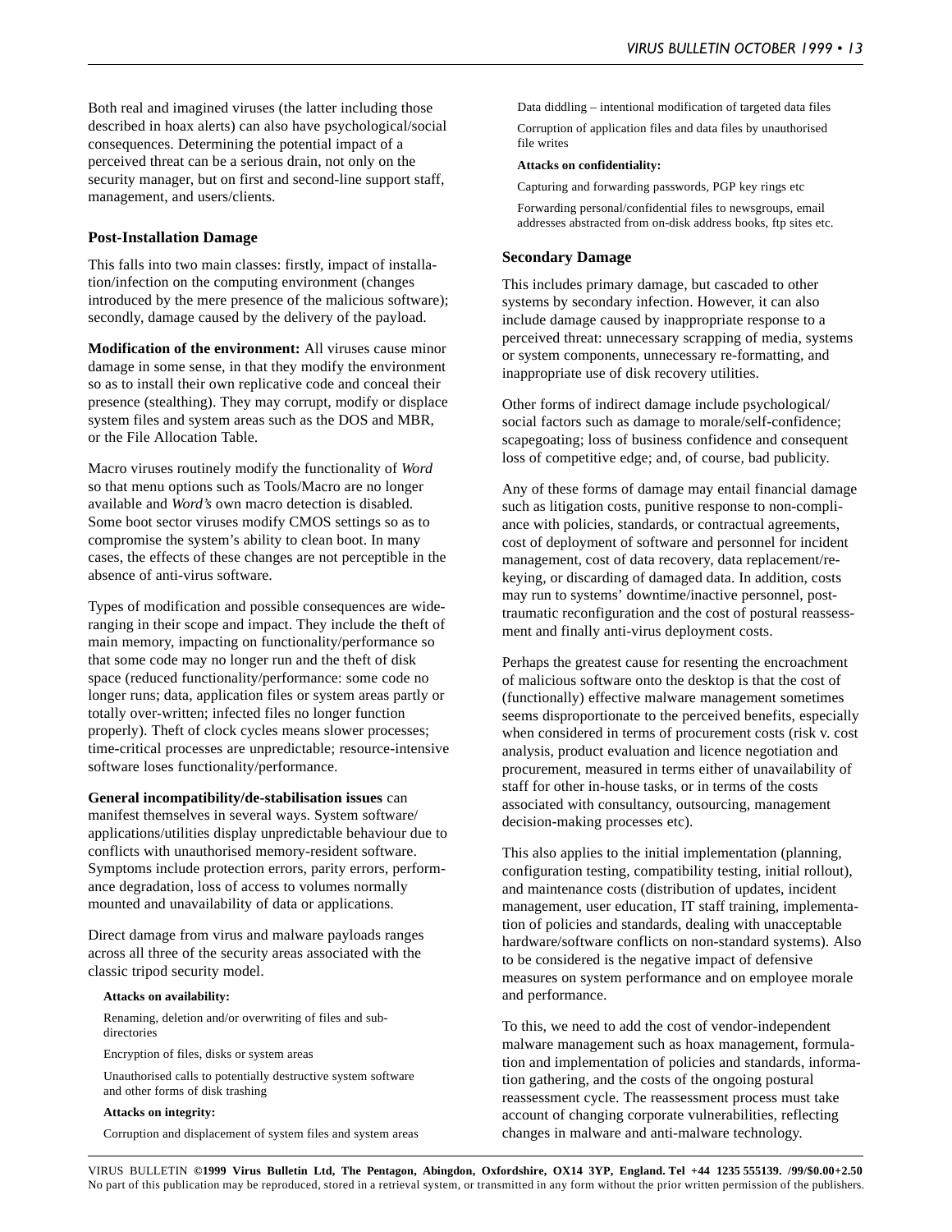Both real and imagined viruses (the latter including those described in hoax alerts) can also have psychological/social consequences. Determining the potential impact of a perceived threat can be a serious drain, not only on the security manager, but on first and second-line support staff, management, and users/clients.

### Post-Installation Damage

This falls into two main classes: firstly, impact of installation/infection on the computing environment (changes introduced by the mere presence of the malicious software); secondly, damage caused by the delivery of the payload.

**Modification of the environment:** All viruses cause minor damage in some sense, in that they modify the environment so as to install their own replicative code and conceal their presence (stealthing). They may corrupt, modify or displace system files and system areas such as the DOS and MBR, or the File Allocation Table.

Macro viruses routinely modify the functionality of *Word* so that menu options such as Tools/Macro are no longer available and *Word's* own macro detection is disabled. Some boot sector viruses modify CMOS settings so as to compromise the system's ability to clean boot. In many cases, the effects of these changes are not perceptible in the absence of anti-virus software.

Types of modification and possible consequences are wide-ranging in their scope and impact. They include the theft of main memory, impacting on functionality/performance so that some code may no longer run and the theft of disk space (reduced functionality/performance: some code no longer runs; data, application files or system areas partly or totally over-written; infected files no longer function properly). Theft of clock cycles means slower processes; time-critical processes are unpredictable; resource-intensive software loses functionality/performance.

**General incompatibility/de-stabilisation issues** can manifest themselves in several ways. System software/applications/utilities display unpredictable behaviour due to conflicts with unauthorised memory-resident software. Symptoms include protection errors, parity errors, performance degradation, loss of access to volumes normally mounted and unavailability of data or applications.

Direct damage from virus and malware payloads ranges across all three of the security areas associated with the classic tripod security model.

**Attacks on availability:**

Renaming, deletion and/or overwriting of files and sub-directories

Encryption of files, disks or system areas

Unauthorised calls to potentially destructive system software and other forms of disk trashing

**Attacks on integrity:**

Corruption and displacement of system files and system areas

Data diddling – intentional modification of targeted data files

Corruption of application files and data files by unauthorised file writes

**Attacks on confidentiality:**

Capturing and forwarding passwords, PGP key rings etc

Forwarding personal/confidential files to newsgroups, email addresses abstracted from on-disk address books, ftp sites etc.

### Secondary Damage

This includes primary damage, but cascaded to other systems by secondary infection. However, it can also include damage caused by inappropriate response to a perceived threat: unnecessary scrapping of media, systems or system components, unnecessary re-formatting, and inappropriate use of disk recovery utilities.

Other forms of indirect damage include psychological/social factors such as damage to morale/self-confidence; scapegoating; loss of business confidence and consequent loss of competitive edge; and, of course, bad publicity.

Any of these forms of damage may entail financial damage such as litigation costs, punitive response to non-compliance with policies, standards, or contractual agreements, cost of deployment of software and personnel for incident management, cost of data recovery, data replacement/re-keying, or discarding of damaged data. In addition, costs may run to systems' downtime/inactive personnel, post-traumatic reconfiguration and the cost of postural reassessment and finally anti-virus deployment costs.

Perhaps the greatest cause for resenting the encroachment of malicious software onto the desktop is that the cost of (functionally) effective malware management sometimes seems disproportionate to the perceived benefits, especially when considered in terms of procurement costs (risk v. cost analysis, product evaluation and licence negotiation and procurement, measured in terms either of unavailability of staff for other in-house tasks, or in terms of the costs associated with consultancy, outsourcing, management decision-making processes etc).

This also applies to the initial implementation (planning, configuration testing, compatibility testing, initial rollout), and maintenance costs (distribution of updates, incident management, user education, IT staff training, implementation of policies and standards, dealing with unacceptable hardware/software conflicts on non-standard systems). Also to be considered is the negative impact of defensive measures on system performance and on employee morale and performance.

To this, we need to add the cost of vendor-independent malware management such as hoax management, formulation and implementation of policies and standards, information gathering, and the costs of the ongoing postural reassessment cycle. The reassessment process must take account of changing corporate vulnerabilities, reflecting changes in malware and anti-malware technology.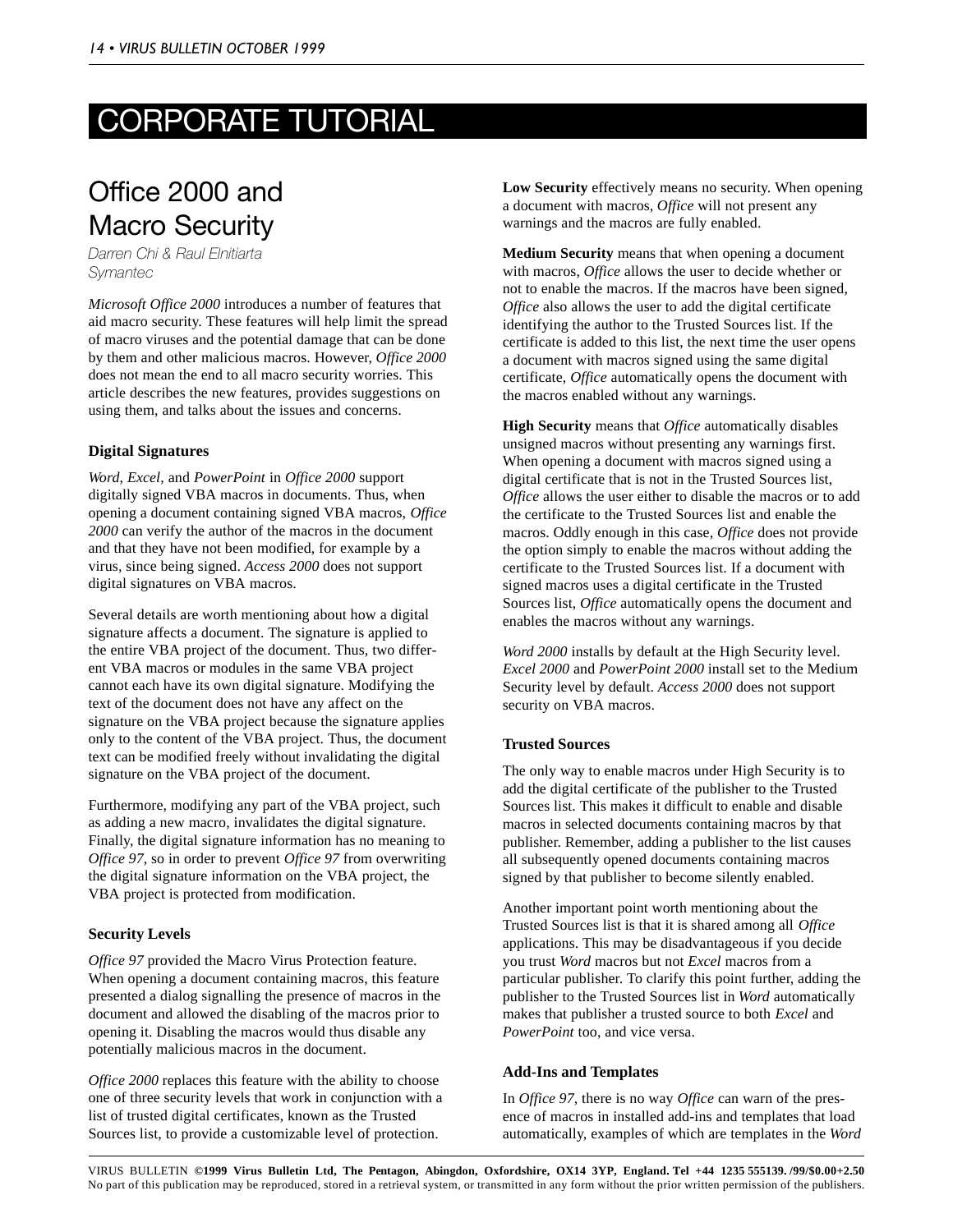# CORPORATE TUTORIAL

## Office 2000 and Macro Security

*Darren Chi & Raul Elnitiarta*
*Symantec*

*Microsoft Office 2000* introduces a number of features that aid macro security. These features will help limit the spread of macro viruses and the potential damage that can be done by them and other malicious macros. However, *Office 2000* does not mean the end to all macro security worries. This article describes the new features, provides suggestions on using them, and talks about the issues and concerns.

### Digital Signatures

*Word*, *Excel*, and *PowerPoint* in *Office 2000* support digitally signed VBA macros in documents. Thus, when opening a document containing signed VBA macros, *Office 2000* can verify the author of the macros in the document and that they have not been modified, for example by a virus, since being signed. *Access 2000* does not support digital signatures on VBA macros.

Several details are worth mentioning about how a digital signature affects a document. The signature is applied to the entire VBA project of the document. Thus, two different VBA macros or modules in the same VBA project cannot each have its own digital signature. Modifying the text of the document does not have any affect on the signature on the VBA project because the signature applies only to the content of the VBA project. Thus, the document text can be modified freely without invalidating the digital signature on the VBA project of the document.

Furthermore, modifying any part of the VBA project, such as adding a new macro, invalidates the digital signature. Finally, the digital signature information has no meaning to *Office 97*, so in order to prevent *Office 97* from overwriting the digital signature information on the VBA project, the VBA project is protected from modification.

### Security Levels

*Office 97* provided the Macro Virus Protection feature. When opening a document containing macros, this feature presented a dialog signalling the presence of macros in the document and allowed the disabling of the macros prior to opening it. Disabling the macros would thus disable any potentially malicious macros in the document.

*Office 2000* replaces this feature with the ability to choose one of three security levels that work in conjunction with a list of trusted digital certificates, known as the Trusted Sources list, to provide a customizable level of protection.

**Low Security** effectively means no security. When opening a document with macros, *Office* will not present any warnings and the macros are fully enabled.

**Medium Security** means that when opening a document with macros, *Office* allows the user to decide whether or not to enable the macros. If the macros have been signed, *Office* also allows the user to add the digital certificate identifying the author to the Trusted Sources list. If the certificate is added to this list, the next time the user opens a document with macros signed using the same digital certificate, *Office* automatically opens the document with the macros enabled without any warnings.

**High Security** means that *Office* automatically disables unsigned macros without presenting any warnings first. When opening a document with macros signed using a digital certificate that is not in the Trusted Sources list, *Office* allows the user either to disable the macros or to add the certificate to the Trusted Sources list and enable the macros. Oddly enough in this case, *Office* does not provide the option simply to enable the macros without adding the certificate to the Trusted Sources list. If a document with signed macros uses a digital certificate in the Trusted Sources list, *Office* automatically opens the document and enables the macros without any warnings.

*Word 2000* installs by default at the High Security level. *Excel 2000* and *PowerPoint 2000* install set to the Medium Security level by default. *Access 2000* does not support security on VBA macros.

### Trusted Sources

The only way to enable macros under High Security is to add the digital certificate of the publisher to the Trusted Sources list. This makes it difficult to enable and disable macros in selected documents containing macros by that publisher. Remember, adding a publisher to the list causes all subsequently opened documents containing macros signed by that publisher to become silently enabled.

Another important point worth mentioning about the Trusted Sources list is that it is shared among all *Office* applications. This may be disadvantageous if you decide you trust *Word* macros but not *Excel* macros from a particular publisher. To clarify this point further, adding the publisher to the Trusted Sources list in *Word* automatically makes that publisher a trusted source to both *Excel* and *PowerPoint* too, and vice versa.

### Add-Ins and Templates

In *Office 97*, there is no way *Office* can warn of the presence of macros in installed add-ins and templates that load automatically, examples of which are templates in the *Word*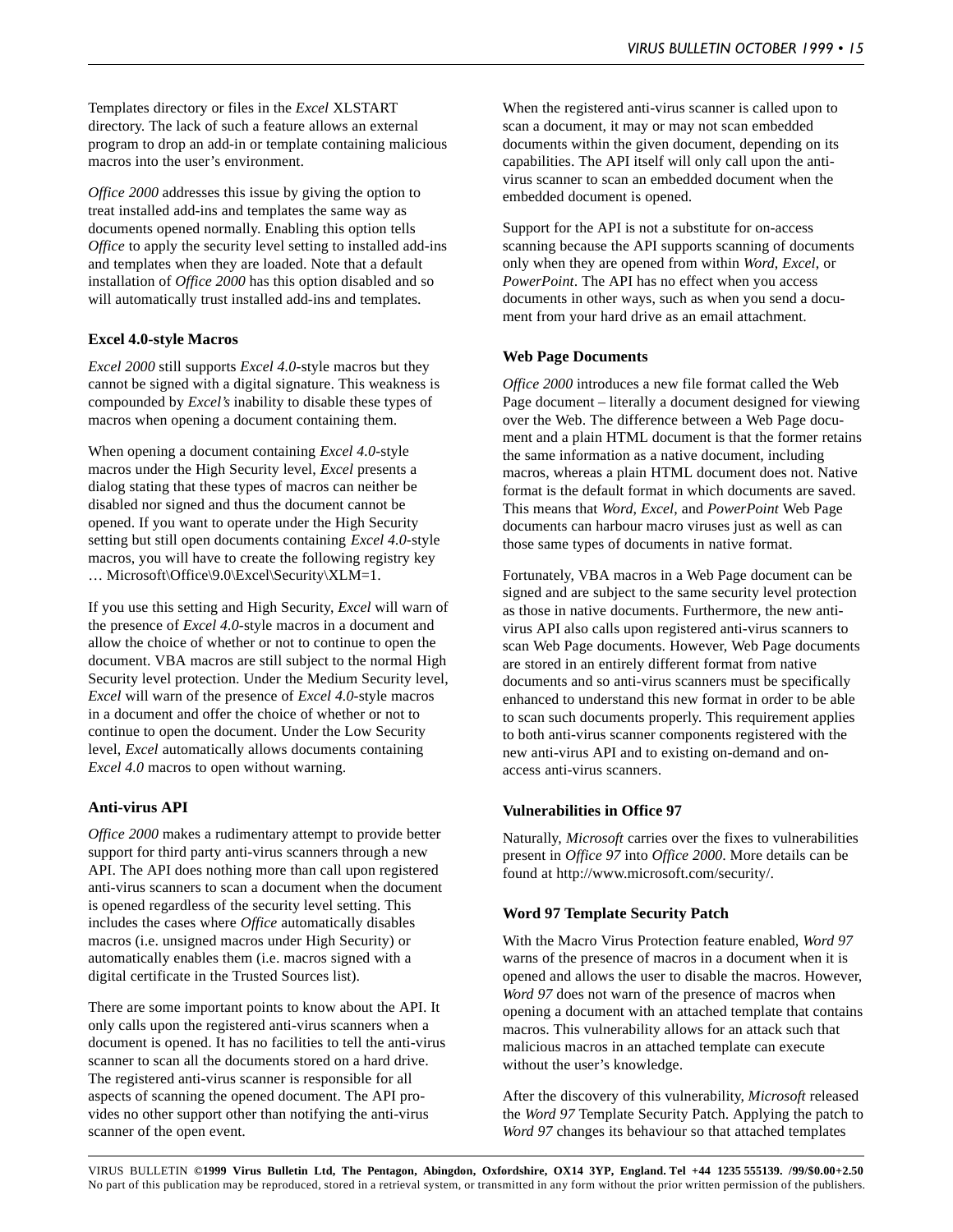Templates directory or files in the *Excel* XLSTART directory. The lack of such a feature allows an external program to drop an add-in or template containing malicious macros into the user's environment.

*Office 2000* addresses this issue by giving the option to treat installed add-ins and templates the same way as documents opened normally. Enabling this option tells *Office* to apply the security level setting to installed add-ins and templates when they are loaded. Note that a default installation of *Office 2000* has this option disabled and so will automatically trust installed add-ins and templates.

### Excel 4.0-style Macros

*Excel 2000* still supports *Excel 4.0*-style macros but they cannot be signed with a digital signature. This weakness is compounded by *Excel's* inability to disable these types of macros when opening a document containing them.

When opening a document containing *Excel 4.0*-style macros under the High Security level, *Excel* presents a dialog stating that these types of macros can neither be disabled nor signed and thus the document cannot be opened. If you want to operate under the High Security setting but still open documents containing *Excel 4.0*-style macros, you will have to create the following registry key … Microsoft\Office\9.0\Excel\Security\XLM=1.

If you use this setting and High Security, *Excel* will warn of the presence of *Excel 4.0*-style macros in a document and allow the choice of whether or not to continue to open the document. VBA macros are still subject to the normal High Security level protection. Under the Medium Security level, *Excel* will warn of the presence of *Excel 4.0*-style macros in a document and offer the choice of whether or not to continue to open the document. Under the Low Security level, *Excel* automatically allows documents containing *Excel 4.0* macros to open without warning.

### Anti-virus API

*Office 2000* makes a rudimentary attempt to provide better support for third party anti-virus scanners through a new API. The API does nothing more than call upon registered anti-virus scanners to scan a document when the document is opened regardless of the security level setting. This includes the cases where *Office* automatically disables macros (i.e. unsigned macros under High Security) or automatically enables them (i.e. macros signed with a digital certificate in the Trusted Sources list).

There are some important points to know about the API. It only calls upon the registered anti-virus scanners when a document is opened. It has no facilities to tell the anti-virus scanner to scan all the documents stored on a hard drive. The registered anti-virus scanner is responsible for all aspects of scanning the opened document. The API provides no other support other than notifying the anti-virus scanner of the open event.

When the registered anti-virus scanner is called upon to scan a document, it may or may not scan embedded documents within the given document, depending on its capabilities. The API itself will only call upon the anti-virus scanner to scan an embedded document when the embedded document is opened.

Support for the API is not a substitute for on-access scanning because the API supports scanning of documents only when they are opened from within *Word*, *Excel*, or *PowerPoint*. The API has no effect when you access documents in other ways, such as when you send a document from your hard drive as an email attachment.

### Web Page Documents

*Office 2000* introduces a new file format called the Web Page document – literally a document designed for viewing over the Web. The difference between a Web Page document and a plain HTML document is that the former retains the same information as a native document, including macros, whereas a plain HTML document does not. Native format is the default format in which documents are saved. This means that *Word*, *Excel*, and *PowerPoint* Web Page documents can harbour macro viruses just as well as can those same types of documents in native format.

Fortunately, VBA macros in a Web Page document can be signed and are subject to the same security level protection as those in native documents. Furthermore, the new anti-virus API also calls upon registered anti-virus scanners to scan Web Page documents. However, Web Page documents are stored in an entirely different format from native documents and so anti-virus scanners must be specifically enhanced to understand this new format in order to be able to scan such documents properly. This requirement applies to both anti-virus scanner components registered with the new anti-virus API and to existing on-demand and on-access anti-virus scanners.

### Vulnerabilities in Office 97

Naturally, *Microsoft* carries over the fixes to vulnerabilities present in *Office 97* into *Office 2000*. More details can be found at http://www.microsoft.com/security/.

### Word 97 Template Security Patch

With the Macro Virus Protection feature enabled, *Word 97* warns of the presence of macros in a document when it is opened and allows the user to disable the macros. However, *Word 97* does not warn of the presence of macros when opening a document with an attached template that contains macros. This vulnerability allows for an attack such that malicious macros in an attached template can execute without the user's knowledge.

After the discovery of this vulnerability, *Microsoft* released the *Word 97* Template Security Patch. Applying the patch to *Word 97* changes its behaviour so that attached templates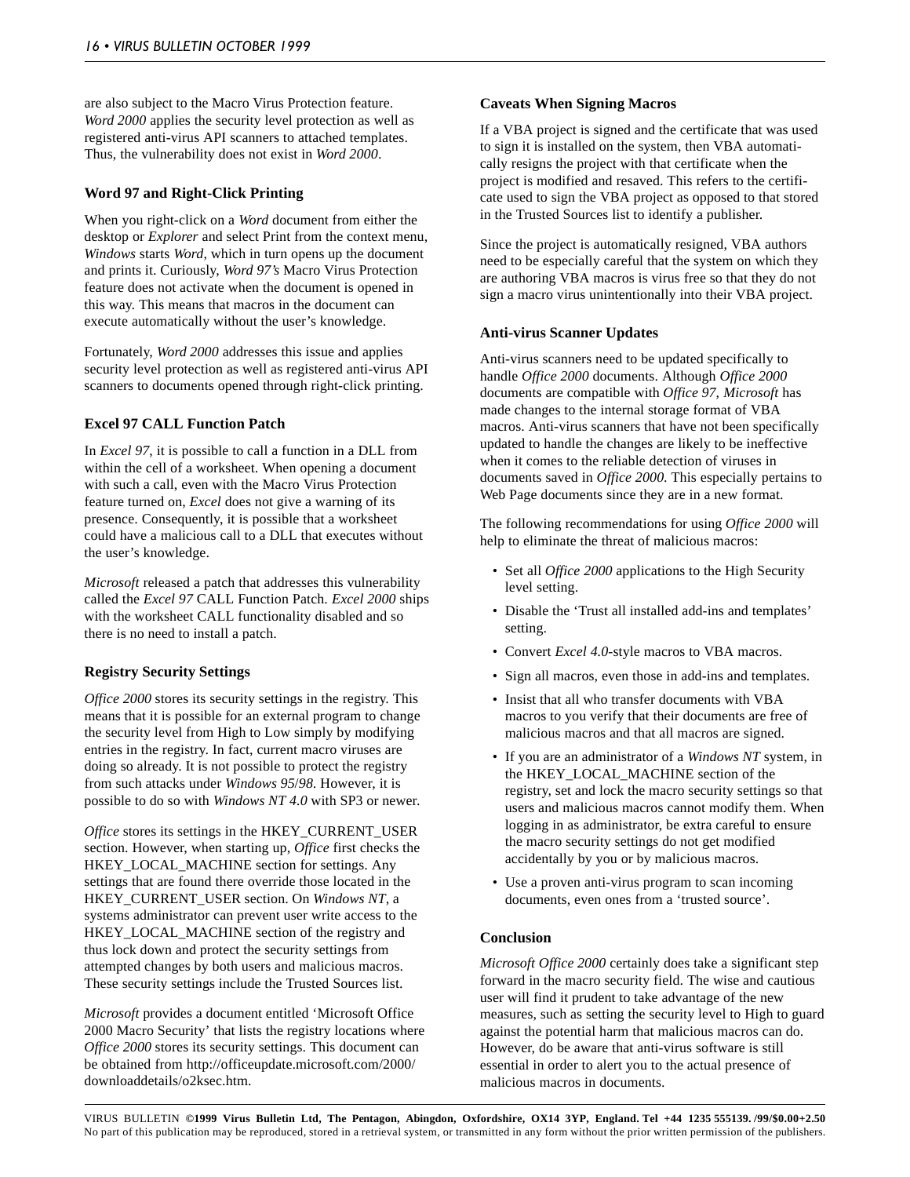are also subject to the Macro Virus Protection feature. *Word 2000* applies the security level protection as well as registered anti-virus API scanners to attached templates. Thus, the vulnerability does not exist in *Word 2000*.

### Word 97 and Right-Click Printing

When you right-click on a *Word* document from either the desktop or *Explorer* and select Print from the context menu, *Windows* starts *Word*, which in turn opens up the document and prints it. Curiously, *Word 97's* Macro Virus Protection feature does not activate when the document is opened in this way. This means that macros in the document can execute automatically without the user's knowledge.

Fortunately, *Word 2000* addresses this issue and applies security level protection as well as registered anti-virus API scanners to documents opened through right-click printing.

### Excel 97 CALL Function Patch

In *Excel 97*, it is possible to call a function in a DLL from within the cell of a worksheet. When opening a document with such a call, even with the Macro Virus Protection feature turned on, *Excel* does not give a warning of its presence. Consequently, it is possible that a worksheet could have a malicious call to a DLL that executes without the user's knowledge.

*Microsoft* released a patch that addresses this vulnerability called the *Excel 97* CALL Function Patch. *Excel 2000* ships with the worksheet CALL functionality disabled and so there is no need to install a patch.

### Registry Security Settings

*Office 2000* stores its security settings in the registry. This means that it is possible for an external program to change the security level from High to Low simply by modifying entries in the registry. In fact, current macro viruses are doing so already. It is not possible to protect the registry from such attacks under *Windows 95/98*. However, it is possible to do so with *Windows NT 4.0* with SP3 or newer.

*Office* stores its settings in the HKEY_CURRENT_USER section. However, when starting up, *Office* first checks the HKEY_LOCAL_MACHINE section for settings. Any settings that are found there override those located in the HKEY_CURRENT_USER section. On *Windows NT*, a systems administrator can prevent user write access to the HKEY_LOCAL_MACHINE section of the registry and thus lock down and protect the security settings from attempted changes by both users and malicious macros. These security settings include the Trusted Sources list.

*Microsoft* provides a document entitled 'Microsoft Office 2000 Macro Security' that lists the registry locations where *Office 2000* stores its security settings. This document can be obtained from http://officeupdate.microsoft.com/2000/downloaddetails/o2ksec.htm.

### Caveats When Signing Macros

If a VBA project is signed and the certificate that was used to sign it is installed on the system, then VBA automatically resigns the project with that certificate when the project is modified and resaved. This refers to the certificate used to sign the VBA project as opposed to that stored in the Trusted Sources list to identify a publisher.

Since the project is automatically resigned, VBA authors need to be especially careful that the system on which they are authoring VBA macros is virus free so that they do not sign a macro virus unintentionally into their VBA project.

### Anti-virus Scanner Updates

Anti-virus scanners need to be updated specifically to handle *Office 2000* documents. Although *Office 2000* documents are compatible with *Office 97*, *Microsoft* has made changes to the internal storage format of VBA macros. Anti-virus scanners that have not been specifically updated to handle the changes are likely to be ineffective when it comes to the reliable detection of viruses in documents saved in *Office 2000*. This especially pertains to Web Page documents since they are in a new format.

The following recommendations for using *Office 2000* will help to eliminate the threat of malicious macros:

- Set all *Office 2000* applications to the High Security level setting.
- Disable the 'Trust all installed add-ins and templates' setting.
- Convert *Excel 4.0*-style macros to VBA macros.
- Sign all macros, even those in add-ins and templates.
- Insist that all who transfer documents with VBA macros to you verify that their documents are free of malicious macros and that all macros are signed.
- If you are an administrator of a *Windows NT* system, in the HKEY_LOCAL_MACHINE section of the registry, set and lock the macro security settings so that users and malicious macros cannot modify them. When logging in as administrator, be extra careful to ensure the macro security settings do not get modified accidentally by you or by malicious macros.
- Use a proven anti-virus program to scan incoming documents, even ones from a 'trusted source'.

### Conclusion

*Microsoft Office 2000* certainly does take a significant step forward in the macro security field. The wise and cautious user will find it prudent to take advantage of the new measures, such as setting the security level to High to guard against the potential harm that malicious macros can do. However, do be aware that anti-virus software is still essential in order to alert you to the actual presence of malicious macros in documents.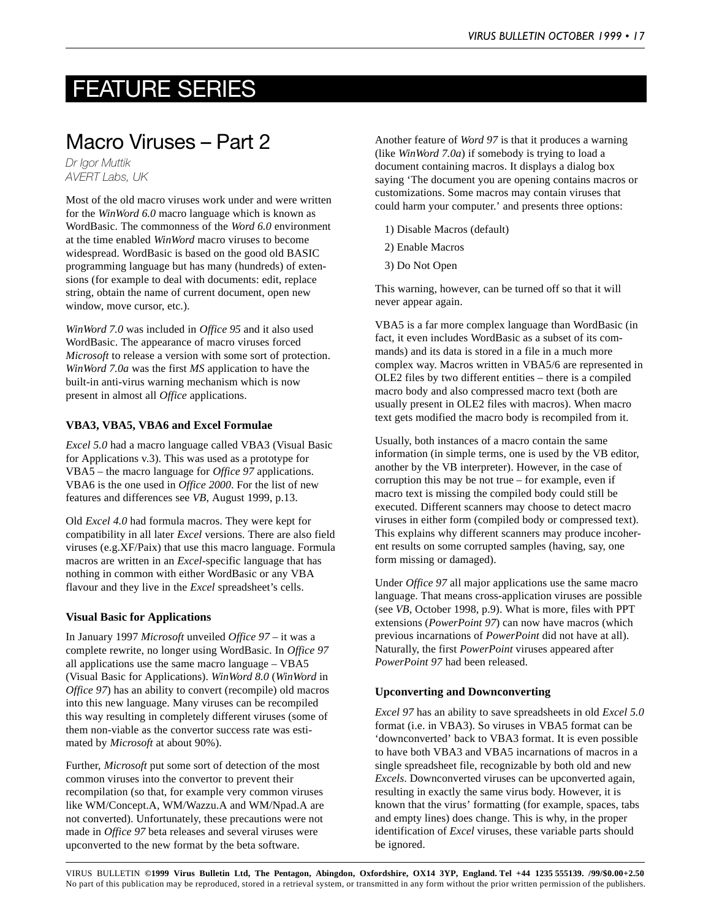# FEATURE SERIES

## Macro Viruses – Part 2

*Dr Igor Muttik*
*AVERT Labs, UK*

Most of the old macro viruses work under and were written for the *WinWord 6.0* macro language which is known as WordBasic. The commonness of the *Word 6.0* environment at the time enabled *WinWord* macro viruses to become widespread. WordBasic is based on the good old BASIC programming language but has many (hundreds) of extensions (for example to deal with documents: edit, replace string, obtain the name of current document, open new window, move cursor, etc.).

*WinWord 7.0* was included in *Office 95* and it also used WordBasic. The appearance of macro viruses forced *Microsoft* to release a version with some sort of protection. *WinWord 7.0a* was the first *MS* application to have the built-in anti-virus warning mechanism which is now present in almost all *Office* applications.

### VBA3, VBA5, VBA6 and Excel Formulae

*Excel 5.0* had a macro language called VBA3 (Visual Basic for Applications v.3). This was used as a prototype for VBA5 – the macro language for *Office 97* applications. VBA6 is the one used in *Office 2000*. For the list of new features and differences see *VB*, August 1999, p.13.

Old *Excel 4.0* had formula macros. They were kept for compatibility in all later *Excel* versions. There are also field viruses (e.g.XF/Paix) that use this macro language. Formula macros are written in an *Excel*-specific language that has nothing in common with either WordBasic or any VBA flavour and they live in the *Excel* spreadsheet's cells.

### Visual Basic for Applications

In January 1997 *Microsoft* unveiled *Office 97* – it was a complete rewrite, no longer using WordBasic. In *Office 97* all applications use the same macro language – VBA5 (Visual Basic for Applications). *WinWord 8.0* (*WinWord* in *Office 97*) has an ability to convert (recompile) old macros into this new language. Many viruses can be recompiled this way resulting in completely different viruses (some of them non-viable as the convertor success rate was estimated by *Microsoft* at about 90%).

Further, *Microsoft* put some sort of detection of the most common viruses into the convertor to prevent their recompilation (so that, for example very common viruses like WM/Concept.A, WM/Wazzu.A and WM/Npad.A are not converted). Unfortunately, these precautions were not made in *Office 97* beta releases and several viruses were upconverted to the new format by the beta software.

Another feature of *Word 97* is that it produces a warning (like *WinWord 7.0a*) if somebody is trying to load a document containing macros. It displays a dialog box saying 'The document you are opening contains macros or customizations. Some macros may contain viruses that could harm your computer.' and presents three options:

1) Disable Macros (default)
2) Enable Macros
3) Do Not Open

This warning, however, can be turned off so that it will never appear again.

VBA5 is a far more complex language than WordBasic (in fact, it even includes WordBasic as a subset of its commands) and its data is stored in a file in a much more complex way. Macros written in VBA5/6 are represented in OLE2 files by two different entities – there is a compiled macro body and also compressed macro text (both are usually present in OLE2 files with macros). When macro text gets modified the macro body is recompiled from it.

Usually, both instances of a macro contain the same information (in simple terms, one is used by the VB editor, another by the VB interpreter). However, in the case of corruption this may be not true – for example, even if macro text is missing the compiled body could still be executed. Different scanners may choose to detect macro viruses in either form (compiled body or compressed text). This explains why different scanners may produce incoherent results on some corrupted samples (having, say, one form missing or damaged).

Under *Office 97* all major applications use the same macro language. That means cross-application viruses are possible (see *VB*, October 1998, p.9). What is more, files with PPT extensions (*PowerPoint 97*) can now have macros (which previous incarnations of *PowerPoint* did not have at all). Naturally, the first *PowerPoint* viruses appeared after *PowerPoint 97* had been released.

### Upconverting and Downconverting

*Excel 97* has an ability to save spreadsheets in old *Excel 5.0* format (i.e. in VBA3). So viruses in VBA5 format can be 'downconverted' back to VBA3 format. It is even possible to have both VBA3 and VBA5 incarnations of macros in a single spreadsheet file, recognizable by both old and new *Excels*. Downconverted viruses can be upconverted again, resulting in exactly the same virus body. However, it is known that the virus' formatting (for example, spaces, tabs and empty lines) does change. This is why, in the proper identification of *Excel* viruses, these variable parts should be ignored.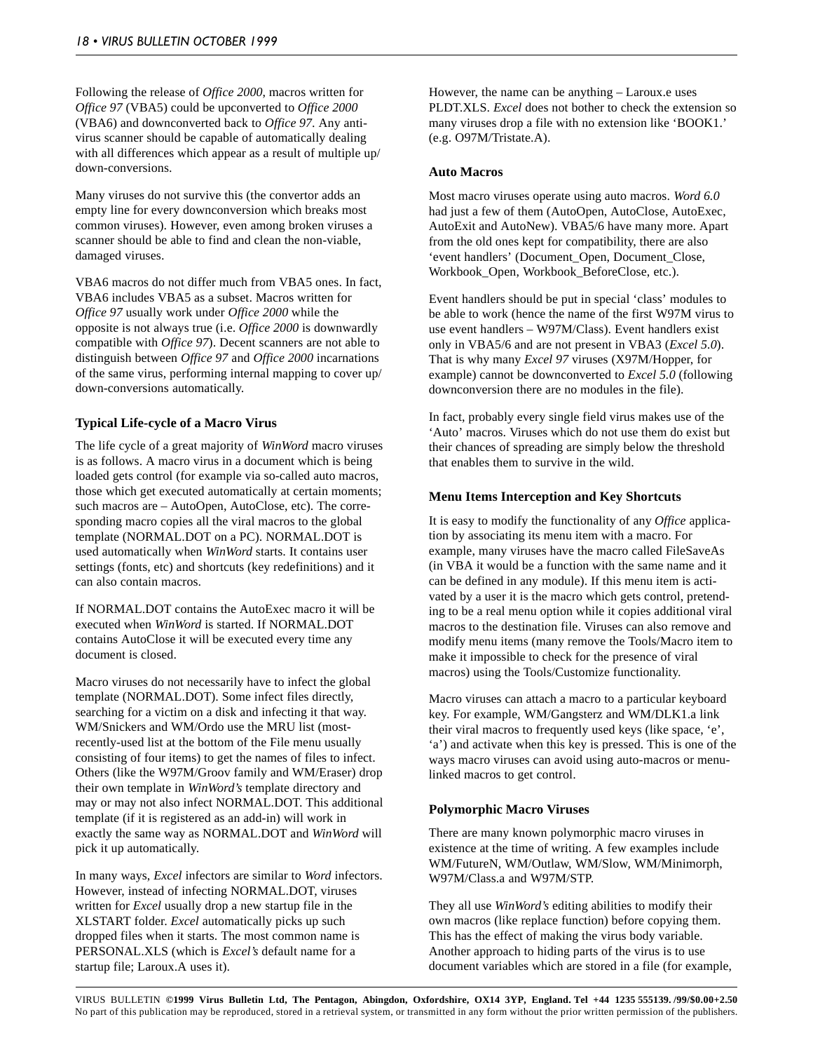Following the release of *Office 2000*, macros written for *Office 97* (VBA5) could be upconverted to *Office 2000* (VBA6) and downconverted back to *Office 97*. Any anti-virus scanner should be capable of automatically dealing with all differences which appear as a result of multiple up/down-conversions.

Many viruses do not survive this (the convertor adds an empty line for every downconversion which breaks most common viruses). However, even among broken viruses a scanner should be able to find and clean the non-viable, damaged viruses.

VBA6 macros do not differ much from VBA5 ones. In fact, VBA6 includes VBA5 as a subset. Macros written for *Office 97* usually work under *Office 2000* while the opposite is not always true (i.e. *Office 2000* is downwardly compatible with *Office 97*). Decent scanners are not able to distinguish between *Office 97* and *Office 2000* incarnations of the same virus, performing internal mapping to cover up/down-conversions automatically.

### Typical Life-cycle of a Macro Virus

The life cycle of a great majority of *WinWord* macro viruses is as follows. A macro virus in a document which is being loaded gets control (for example via so-called auto macros, those which get executed automatically at certain moments; such macros are – AutoOpen, AutoClose, etc). The corresponding macro copies all the viral macros to the global template (NORMAL.DOT on a PC). NORMAL.DOT is used automatically when *WinWord* starts. It contains user settings (fonts, etc) and shortcuts (key redefinitions) and it can also contain macros.

If NORMAL.DOT contains the AutoExec macro it will be executed when *WinWord* is started. If NORMAL.DOT contains AutoClose it will be executed every time any document is closed.

Macro viruses do not necessarily have to infect the global template (NORMAL.DOT). Some infect files directly, searching for a victim on a disk and infecting it that way. WM/Snickers and WM/Ordo use the MRU list (most-recently-used list at the bottom of the File menu usually consisting of four items) to get the names of files to infect. Others (like the W97M/Groov family and WM/Eraser) drop their own template in *WinWord's* template directory and may or may not also infect NORMAL.DOT. This additional template (if it is registered as an add-in) will work in exactly the same way as NORMAL.DOT and *WinWord* will pick it up automatically.

In many ways, *Excel* infectors are similar to *Word* infectors. However, instead of infecting NORMAL.DOT, viruses written for *Excel* usually drop a new startup file in the XLSTART folder. *Excel* automatically picks up such dropped files when it starts. The most common name is PERSONAL.XLS (which is *Excel's* default name for a startup file; Laroux.A uses it).

However, the name can be anything – Laroux.e uses PLDT.XLS. *Excel* does not bother to check the extension so many viruses drop a file with no extension like 'BOOK1.' (e.g. O97M/Tristate.A).

### Auto Macros

Most macro viruses operate using auto macros. *Word 6.0* had just a few of them (AutoOpen, AutoClose, AutoExec, AutoExit and AutoNew). VBA5/6 have many more. Apart from the old ones kept for compatibility, there are also 'event handlers' (Document_Open, Document_Close, Workbook_Open, Workbook_BeforeClose, etc.).

Event handlers should be put in special 'class' modules to be able to work (hence the name of the first W97M virus to use event handlers – W97M/Class). Event handlers exist only in VBA5/6 and are not present in VBA3 (*Excel 5.0*). That is why many *Excel 97* viruses (X97M/Hopper, for example) cannot be downconverted to *Excel 5.0* (following downconversion there are no modules in the file).

In fact, probably every single field virus makes use of the 'Auto' macros. Viruses which do not use them do exist but their chances of spreading are simply below the threshold that enables them to survive in the wild.

### Menu Items Interception and Key Shortcuts

It is easy to modify the functionality of any *Office* application by associating its menu item with a macro. For example, many viruses have the macro called FileSaveAs (in VBA it would be a function with the same name and it can be defined in any module). If this menu item is activated by a user it is the macro which gets control, pretending to be a real menu option while it copies additional viral macros to the destination file. Viruses can also remove and modify menu items (many remove the Tools/Macro item to make it impossible to check for the presence of viral macros) using the Tools/Customize functionality.

Macro viruses can attach a macro to a particular keyboard key. For example, WM/Gangsterz and WM/DLK1.a link their viral macros to frequently used keys (like space, 'e', 'a') and activate when this key is pressed. This is one of the ways macro viruses can avoid using auto-macros or menu-linked macros to get control.

### Polymorphic Macro Viruses

There are many known polymorphic macro viruses in existence at the time of writing. A few examples include WM/FutureN, WM/Outlaw, WM/Slow, WM/Minimorph, W97M/Class.a and W97M/STP.

They all use *WinWord's* editing abilities to modify their own macros (like replace function) before copying them. This has the effect of making the virus body variable. Another approach to hiding parts of the virus is to use document variables which are stored in a file (for example,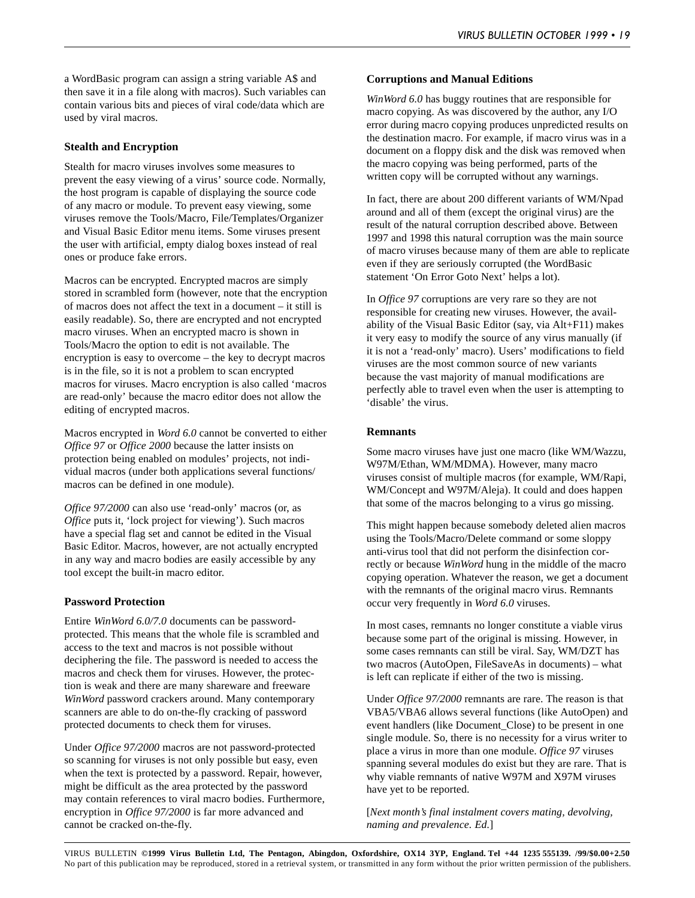a WordBasic program can assign a string variable A$ and then save it in a file along with macros). Such variables can contain various bits and pieces of viral code/data which are used by viral macros.

### Stealth and Encryption

Stealth for macro viruses involves some measures to prevent the easy viewing of a virus' source code. Normally, the host program is capable of displaying the source code of any macro or module. To prevent easy viewing, some viruses remove the Tools/Macro, File/Templates/Organizer and Visual Basic Editor menu items. Some viruses present the user with artificial, empty dialog boxes instead of real ones or produce fake errors.

Macros can be encrypted. Encrypted macros are simply stored in scrambled form (however, note that the encryption of macros does not affect the text in a document – it still is easily readable). So, there are encrypted and not encrypted macro viruses. When an encrypted macro is shown in Tools/Macro the option to edit is not available. The encryption is easy to overcome – the key to decrypt macros is in the file, so it is not a problem to scan encrypted macros for viruses. Macro encryption is also called 'macros are read-only' because the macro editor does not allow the editing of encrypted macros.

Macros encrypted in *Word 6.0* cannot be converted to either *Office 97* or *Office 2000* because the latter insists on protection being enabled on modules' projects, not individual macros (under both applications several functions/ macros can be defined in one module).

*Office 97/2000* can also use 'read-only' macros (or, as *Office* puts it, 'lock project for viewing'). Such macros have a special flag set and cannot be edited in the Visual Basic Editor. Macros, however, are not actually encrypted in any way and macro bodies are easily accessible by any tool except the built-in macro editor.

### Password Protection

Entire *WinWord 6.0/7.0* documents can be password-protected. This means that the whole file is scrambled and access to the text and macros is not possible without deciphering the file. The password is needed to access the macros and check them for viruses. However, the protection is weak and there are many shareware and freeware *WinWord* password crackers around. Many contemporary scanners are able to do on-the-fly cracking of password protected documents to check them for viruses.

Under *Office 97/2000* macros are not password-protected so scanning for viruses is not only possible but easy, even when the text is protected by a password. Repair, however, might be difficult as the area protected by the password may contain references to viral macro bodies. Furthermore, encryption in *Office 97/2000* is far more advanced and cannot be cracked on-the-fly.

### Corruptions and Manual Editions

*WinWord 6.0* has buggy routines that are responsible for macro copying. As was discovered by the author, any I/O error during macro copying produces unpredicted results on the destination macro. For example, if macro virus was in a document on a floppy disk and the disk was removed when the macro copying was being performed, parts of the written copy will be corrupted without any warnings.

In fact, there are about 200 different variants of WM/Npad around and all of them (except the original virus) are the result of the natural corruption described above. Between 1997 and 1998 this natural corruption was the main source of macro viruses because many of them are able to replicate even if they are seriously corrupted (the WordBasic statement 'On Error Goto Next' helps a lot).

In *Office 97* corruptions are very rare so they are not responsible for creating new viruses. However, the availability of the Visual Basic Editor (say, via Alt+F11) makes it very easy to modify the source of any virus manually (if it is not a 'read-only' macro). Users' modifications to field viruses are the most common source of new variants because the vast majority of manual modifications are perfectly able to travel even when the user is attempting to 'disable' the virus.

### Remnants

Some macro viruses have just one macro (like WM/Wazzu, W97M/Ethan, WM/MDMA). However, many macro viruses consist of multiple macros (for example, WM/Rapi, WM/Concept and W97M/Aleja). It could and does happen that some of the macros belonging to a virus go missing.

This might happen because somebody deleted alien macros using the Tools/Macro/Delete command or some sloppy anti-virus tool that did not perform the disinfection correctly or because *WinWord* hung in the middle of the macro copying operation. Whatever the reason, we get a document with the remnants of the original macro virus. Remnants occur very frequently in *Word 6.0* viruses.

In most cases, remnants no longer constitute a viable virus because some part of the original is missing. However, in some cases remnants can still be viral. Say, WM/DZT has two macros (AutoOpen, FileSaveAs in documents) – what is left can replicate if either of the two is missing.

Under *Office 97/2000* remnants are rare. The reason is that VBA5/VBA6 allows several functions (like AutoOpen) and event handlers (like Document_Close) to be present in one single module. So, there is no necessity for a virus writer to place a virus in more than one module. *Office 97* viruses spanning several modules do exist but they are rare. That is why viable remnants of native W97M and X97M viruses have yet to be reported.

[*Next month's final instalment covers mating, devolving, naming and prevalence. Ed.*]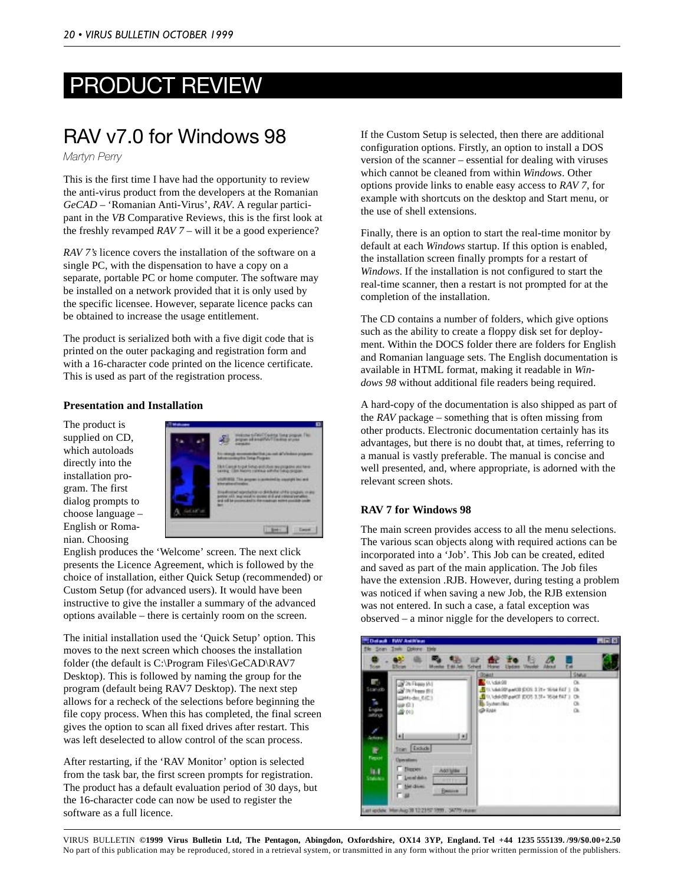# PRODUCT REVIEW

## RAV v7.0 for Windows 98

*Martyn Perry*

This is the first time I have had the opportunity to review the anti-virus product from the developers at the Romanian *GeCAD* – 'Romanian Anti-Virus', *RAV*. A regular participant in the *VB* Comparative Reviews, this is the first look at the freshly revamped *RAV 7* – will it be a good experience?

*RAV 7's* licence covers the installation of the software on a single PC, with the dispensation to have a copy on a separate, portable PC or home computer. The software may be installed on a network provided that it is only used by the specific licensee. However, separate licence packs can be obtained to increase the usage entitlement.

The product is serialized both with a five digit code that is printed on the outer packaging and registration form and with a 16-character code printed on the licence certificate. This is used as part of the registration process.

### Presentation and Installation

The product is supplied on CD, which autoloads directly into the installation program. The first dialog prompts to choose language – English or Romanian. Choosing English produces the 'Welcome' screen. The next click presents the Licence Agreement, which is followed by the choice of installation, either Quick Setup (recommended) or Custom Setup (for advanced users). It would have been instructive to give the installer a summary of the advanced options available – there is certainly room on the screen.

The initial installation used the 'Quick Setup' option. This moves to the next screen which chooses the installation folder (the default is C:\Program Files\GeCAD\RAV7 Desktop). This is followed by naming the group for the program (default being RAV7 Desktop). The next step allows for a recheck of the selections before beginning the file copy process. When this has completed, the final screen gives the option to scan all fixed drives after restart. This was left deselected to allow control of the scan process.

After restarting, if the 'RAV Monitor' option is selected from the task bar, the first screen prompts for registration. The product has a default evaluation period of 30 days, but the 16-character code can now be used to register the software as a full licence.

If the Custom Setup is selected, then there are additional configuration options. Firstly, an option to install a DOS version of the scanner – essential for dealing with viruses which cannot be cleaned from within *Windows*. Other options provide links to enable easy access to *RAV 7*, for example with shortcuts on the desktop and Start menu, or the use of shell extensions.

Finally, there is an option to start the real-time monitor by default at each *Windows* startup. If this option is enabled, the installation screen finally prompts for a restart of *Windows*. If the installation is not configured to start the real-time scanner, then a restart is not prompted for at the completion of the installation.

The CD contains a number of folders, which give options such as the ability to create a floppy disk set for deployment. Within the DOCS folder there are folders for English and Romanian language sets. The English documentation is available in HTML format, making it readable in *Windows 98* without additional file readers being required.

A hard-copy of the documentation is also shipped as part of the *RAV* package – something that is often missing from other products. Electronic documentation certainly has its advantages, but there is no doubt that, at times, referring to a manual is vastly preferable. The manual is concise and well presented, and, where appropriate, is adorned with the relevant screen shots.

### RAV 7 for Windows 98

The main screen provides access to all the menu selections. The various scan objects along with required actions can be incorporated into a 'Job'. This Job can be created, edited and saved as part of the main application. The Job files have the extension .RJB. However, during testing a problem was noticed if when saving a new Job, the RJB extension was not entered. In such a case, a fatal exception was observed – a minor niggle for the developers to correct.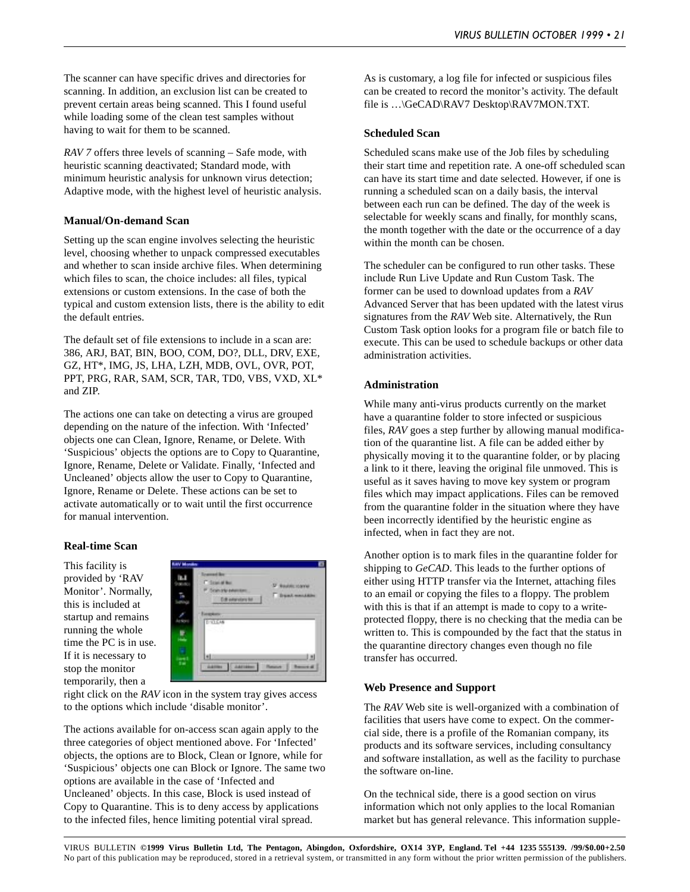The scanner can have specific drives and directories for scanning. In addition, an exclusion list can be created to prevent certain areas being scanned. This I found useful while loading some of the clean test samples without having to wait for them to be scanned.

*RAV 7* offers three levels of scanning – Safe mode, with heuristic scanning deactivated; Standard mode, with minimum heuristic analysis for unknown virus detection; Adaptive mode, with the highest level of heuristic analysis.

### Manual/On-demand Scan

Setting up the scan engine involves selecting the heuristic level, choosing whether to unpack compressed executables and whether to scan inside archive files. When determining which files to scan, the choice includes: all files, typical extensions or custom extensions. In the case of both the typical and custom extension lists, there is the ability to edit the default entries.

The default set of file extensions to include in a scan are: 386, ARJ, BAT, BIN, BOO, COM, DO?, DLL, DRV, EXE, GZ, HT*, IMG, JS, LHA, LZH, MDB, OVL, OVR, POT, PPT, PRG, RAR, SAM, SCR, TAR, TD0, VBS, VXD, XL* and ZIP.

The actions one can take on detecting a virus are grouped depending on the nature of the infection. With 'Infected' objects one can Clean, Ignore, Rename, or Delete. With 'Suspicious' objects the options are to Copy to Quarantine, Ignore, Rename, Delete or Validate. Finally, 'Infected and Uncleaned' objects allow the user to Copy to Quarantine, Ignore, Rename or Delete. These actions can be set to activate automatically or to wait until the first occurrence for manual intervention.

### Real-time Scan

This facility is provided by 'RAV Monitor'. Normally, this is included at startup and remains running the whole time the PC is in use. If it is necessary to stop the monitor temporarily, then a right click on the *RAV* icon in the system tray gives access to the options which include 'disable monitor'.

The actions available for on-access scan again apply to the three categories of object mentioned above. For 'Infected' objects, the options are to Block, Clean or Ignore, while for 'Suspicious' objects one can Block or Ignore. The same two options are available in the case of 'Infected and Uncleaned' objects. In this case, Block is used instead of Copy to Quarantine. This is to deny access by applications to the infected files, hence limiting potential viral spread.

As is customary, a log file for infected or suspicious files can be created to record the monitor's activity. The default file is …\GeCAD\RAV7 Desktop\RAV7MON.TXT.

### Scheduled Scan

Scheduled scans make use of the Job files by scheduling their start time and repetition rate. A one-off scheduled scan can have its start time and date selected. However, if one is running a scheduled scan on a daily basis, the interval between each run can be defined. The day of the week is selectable for weekly scans and finally, for monthly scans, the month together with the date or the occurrence of a day within the month can be chosen.

The scheduler can be configured to run other tasks. These include Run Live Update and Run Custom Task. The former can be used to download updates from a *RAV* Advanced Server that has been updated with the latest virus signatures from the *RAV* Web site. Alternatively, the Run Custom Task option looks for a program file or batch file to execute. This can be used to schedule backups or other data administration activities.

### Administration

While many anti-virus products currently on the market have a quarantine folder to store infected or suspicious files, *RAV* goes a step further by allowing manual modification of the quarantine list. A file can be added either by physically moving it to the quarantine folder, or by placing a link to it there, leaving the original file unmoved. This is useful as it saves having to move key system or program files which may impact applications. Files can be removed from the quarantine folder in the situation where they have been incorrectly identified by the heuristic engine as infected, when in fact they are not.

Another option is to mark files in the quarantine folder for shipping to *GeCAD*. This leads to the further options of either using HTTP transfer via the Internet, attaching files to an email or copying the files to a floppy. The problem with this is that if an attempt is made to copy to a write-protected floppy, there is no checking that the media can be written to. This is compounded by the fact that the status in the quarantine directory changes even though no file transfer has occurred.

### Web Presence and Support

The *RAV* Web site is well-organized with a combination of facilities that users have come to expect. On the commercial side, there is a profile of the Romanian company, its products and its software services, including consultancy and software installation, as well as the facility to purchase the software on-line.

On the technical side, there is a good section on virus information which not only applies to the local Romanian market but has general relevance. This information supple-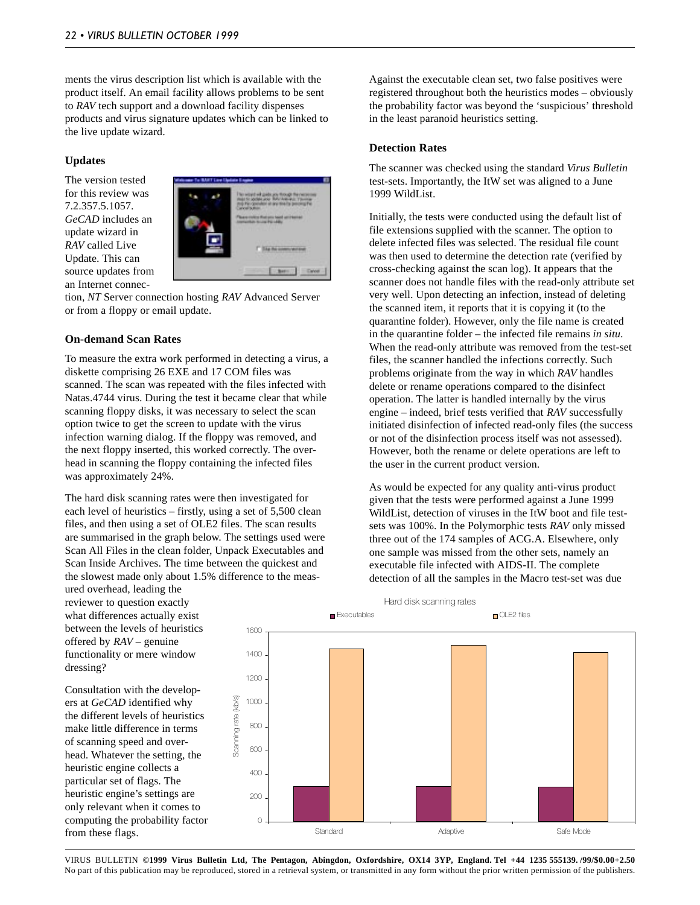ments the virus description list which is available with the product itself. An email facility allows problems to be sent to *RAV* tech support and a download facility dispenses products and virus signature updates which can be linked to the live update wizard.

### Updates

The version tested for this review was 7.2.357.5.1057. *GeCAD* includes an update wizard in *RAV* called Live Update. This can source updates from an Internet connection, *NT* Server connection hosting *RAV* Advanced Server or from a floppy or email update.

### On-demand Scan Rates

To measure the extra work performed in detecting a virus, a diskette comprising 26 EXE and 17 COM files was scanned. The scan was repeated with the files infected with Natas.4744 virus. During the test it became clear that while scanning floppy disks, it was necessary to select the scan option twice to get the screen to update with the virus infection warning dialog. If the floppy was removed, and the next floppy inserted, this worked correctly. The overhead in scanning the floppy containing the infected files was approximately 24%.

The hard disk scanning rates were then investigated for each level of heuristics – firstly, using a set of 5,500 clean files, and then using a set of OLE2 files. The scan results are summarised in the graph below. The settings used were Scan All Files in the clean folder, Unpack Executables and Scan Inside Archives. The time between the quickest and the slowest made only about 1.5% difference to the measured overhead, leading the reviewer to question exactly what differences actually exist between the levels of heuristics offered by *RAV* – genuine functionality or mere window dressing?

Consultation with the developers at *GeCAD* identified why the different levels of heuristics make little difference in terms of scanning speed and overhead. Whatever the setting, the heuristic engine collects a particular set of flags. The heuristic engine's settings are only relevant when it comes to computing the probability factor from these flags.

Against the executable clean set, two false positives were registered throughout both the heuristics modes – obviously the probability factor was beyond the 'suspicious' threshold in the least paranoid heuristics setting.

### Detection Rates

The scanner was checked using the standard *Virus Bulletin* test-sets. Importantly, the ItW set was aligned to a June 1999 WildList.

Initially, the tests were conducted using the default list of file extensions supplied with the scanner. The option to delete infected files was selected. The residual file count was then used to determine the detection rate (verified by cross-checking against the scan log). It appears that the scanner does not handle files with the read-only attribute set very well. Upon detecting an infection, instead of deleting the scanned item, it reports that it is copying it (to the quarantine folder). However, only the file name is created in the quarantine folder – the infected file remains *in situ*. When the read-only attribute was removed from the test-set files, the scanner handled the infections correctly. Such problems originate from the way in which *RAV* handles delete or rename operations compared to the disinfect operation. The latter is handled internally by the virus engine – indeed, brief tests verified that *RAV* successfully initiated disinfection of infected read-only files (the success or not of the disinfection process itself was not assessed). However, both the rename or delete operations are left to the user in the current product version.

As would be expected for any quality anti-virus product given that the tests were performed against a June 1999 WildList, detection of viruses in the ItW boot and file test-sets was 100%. In the Polymorphic tests *RAV* only missed three out of the 174 samples of ACG.A. Elsewhere, only one sample was missed from the other sets, namely an executable file infected with AIDS-II. The complete detection of all the samples in the Macro test-set was due

Hard disk scanning rates

| Heuristics level | Executables (kb/s) | OLE2 files (kb/s) |
|---|---|---|
| Standard | ~300 | ~1460 |
| Adaptive | ~300 | ~1490 |
| Safe Mode | ~295 | ~1430 |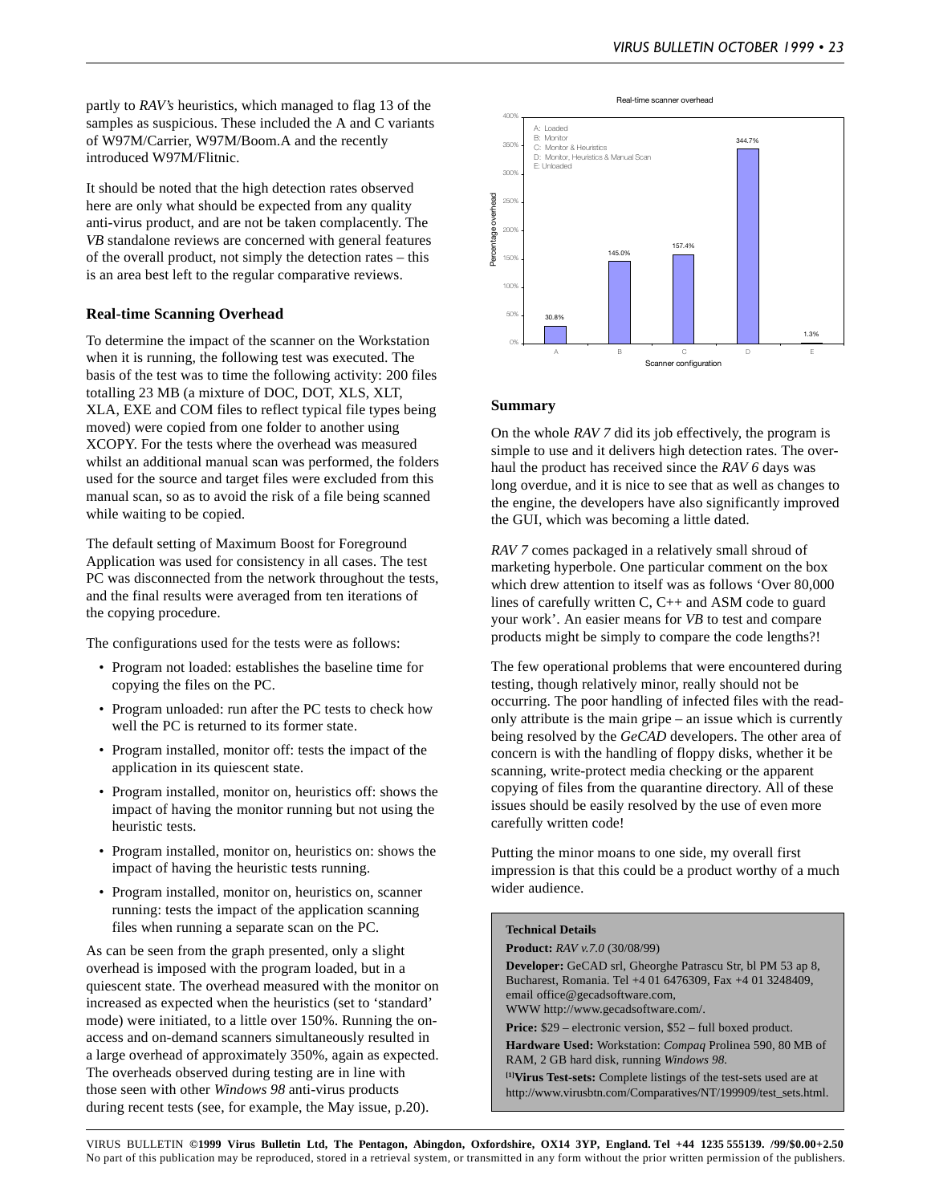partly to *RAV's* heuristics, which managed to flag 13 of the samples as suspicious. These included the A and C variants of W97M/Carrier, W97M/Boom.A and the recently introduced W97M/Flitnic.

It should be noted that the high detection rates observed here are only what should be expected from any quality anti-virus product, and are not be taken complacently. The *VB* standalone reviews are concerned with general features of the overall product, not simply the detection rates – this is an area best left to the regular comparative reviews.

### Real-time Scanning Overhead

To determine the impact of the scanner on the Workstation when it is running, the following test was executed. The basis of the test was to time the following activity: 200 files totalling 23 MB (a mixture of DOC, DOT, XLS, XLT, XLA, EXE and COM files to reflect typical file types being moved) were copied from one folder to another using XCOPY. For the tests where the overhead was measured whilst an additional manual scan was performed, the folders used for the source and target files were excluded from this manual scan, so as to avoid the risk of a file being scanned while waiting to be copied.

The default setting of Maximum Boost for Foreground Application was used for consistency in all cases. The test PC was disconnected from the network throughout the tests, and the final results were averaged from ten iterations of the copying procedure.

The configurations used for the tests were as follows:

- Program not loaded: establishes the baseline time for copying the files on the PC.
- Program unloaded: run after the PC tests to check how well the PC is returned to its former state.
- Program installed, monitor off: tests the impact of the application in its quiescent state.
- Program installed, monitor on, heuristics off: shows the impact of having the monitor running but not using the heuristic tests.
- Program installed, monitor on, heuristics on: shows the impact of having the heuristic tests running.
- Program installed, monitor on, heuristics on, scanner running: tests the impact of the application scanning files when running a separate scan on the PC.

As can be seen from the graph presented, only a slight overhead is imposed with the program loaded, but in a quiescent state. The overhead measured with the monitor on increased as expected when the heuristics (set to 'standard' mode) were initiated, to a little over 150%. Running the on-access and on-demand scanners simultaneously resulted in a large overhead of approximately 350%, again as expected. The overheads observed during testing are in line with those seen with other *Windows 98* anti-virus products during recent tests (see, for example, the May issue, p.20).

Real-time scanner overhead

| Scanner configuration | Percentage overhead |
|---|---|
| A: Loaded | 30.8% |
| B: Monitor | 145.0% |
| C: Monitor & Heuristics | 157.4% |
| D: Monitor, Heuristics & Manual Scan | 344.7% |
| E: Unloaded | 1.3% |

### Summary

On the whole *RAV 7* did its job effectively, the program is simple to use and it delivers high detection rates. The overhaul the product has received since the *RAV 6* days was long overdue, and it is nice to see that as well as changes to the engine, the developers have also significantly improved the GUI, which was becoming a little dated.

*RAV 7* comes packaged in a relatively small shroud of marketing hyperbole. One particular comment on the box which drew attention to itself was as follows 'Over 80,000 lines of carefully written C, C++ and ASM code to guard your work'. An easier means for *VB* to test and compare products might be simply to compare the code lengths?!

The few operational problems that were encountered during testing, though relatively minor, really should not be occurring. The poor handling of infected files with the read-only attribute is the main gripe – an issue which is currently being resolved by the *GeCAD* developers. The other area of concern is with the handling of floppy disks, whether it be scanning, write-protect media checking or the apparent copying of files from the quarantine directory. All of these issues should be easily resolved by the use of even more carefully written code!

Putting the minor moans to one side, my overall first impression is that this could be a product worthy of a much wider audience.

**Technical Details**

**Product:** *RAV v.7.0* (30/08/99)

**Developer:** GeCAD srl, Gheorghe Patrascu Str, bl PM 53 ap 8, Bucharest, Romania. Tel +4 01 6476309, Fax +4 01 3248409, email office@gecadsoftware.com,
WWW http://www.gecadsoftware.com/.

**Price:** $29 – electronic version, $52 – full boxed product.

**Hardware Used:** Workstation: *Compaq* Prolinea 590, 80 MB of RAM, 2 GB hard disk, running *Windows 98*.

**[1]Virus Test-sets:** Complete listings of the test-sets used are at http://www.virusbtn.com/Comparatives/NT/199909/test_sets.html.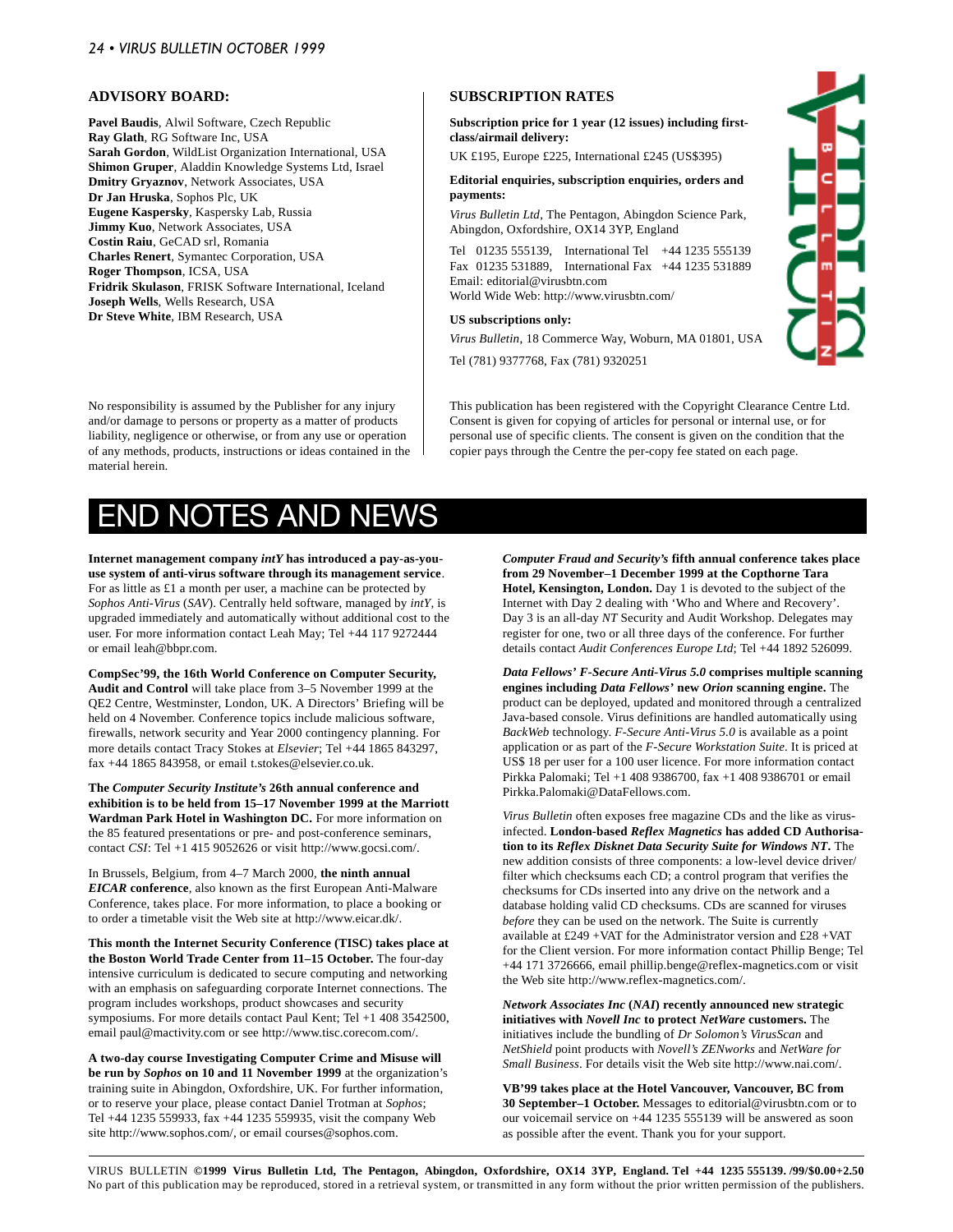## ADVISORY BOARD:

**Pavel Baudis**, Alwil Software, Czech Republic
**Ray Glath**, RG Software Inc, USA
**Sarah Gordon**, WildList Organization International, USA
**Shimon Gruper**, Aladdin Knowledge Systems Ltd, Israel
**Dmitry Gryaznov**, Network Associates, USA
**Dr Jan Hruska**, Sophos Plc, UK
**Eugene Kaspersky**, Kaspersky Lab, Russia
**Jimmy Kuo**, Network Associates, USA
**Costin Raiu**, GeCAD srl, Romania
**Charles Renert**, Symantec Corporation, USA
**Roger Thompson**, ICSA, USA
**Fridrik Skulason**, FRISK Software International, Iceland
**Joseph Wells**, Wells Research, USA
**Dr Steve White**, IBM Research, USA

No responsibility is assumed by the Publisher for any injury and/or damage to persons or property as a matter of products liability, negligence or otherwise, or from any use or operation of any methods, products, instructions or ideas contained in the material herein.

## SUBSCRIPTION RATES

**Subscription price for 1 year (12 issues) including first-class/airmail delivery:**

UK £195, Europe £225, International £245 (US$395)

**Editorial enquiries, subscription enquiries, orders and payments:**

*Virus Bulletin Ltd*, The Pentagon, Abingdon Science Park, Abingdon, Oxfordshire, OX14 3YP, England

Tel 01235 555139, International Tel +44 1235 555139
Fax 01235 531889, International Fax +44 1235 531889
Email: editorial@virusbtn.com
World Wide Web: http://www.virusbtn.com/

**US subscriptions only:**

*Virus Bulletin*, 18 Commerce Way, Woburn, MA 01801, USA

Tel (781) 9377768, Fax (781) 9320251

This publication has been registered with the Copyright Clearance Centre Ltd. Consent is given for copying of articles for personal or internal use, or for personal use of specific clients. The consent is given on the condition that the copier pays through the Centre the per-copy fee stated on each page.

# END NOTES AND NEWS

**Internet management company *intY* has introduced a pay-as-you-use system of anti-virus software through its management service**. For as little as £1 a month per user, a machine can be protected by *Sophos Anti-Virus* (*SAV*). Centrally held software, managed by *intY*, is upgraded immediately and automatically without additional cost to the user. For more information contact Leah May; Tel +44 117 9272444 or email leah@bbpr.com.

**CompSec'99, the 16th World Conference on Computer Security, Audit and Control** will take place from 3–5 November 1999 at the QE2 Centre, Westminster, London, UK. A Directors' Briefing will be held on 4 November. Conference topics include malicious software, firewalls, network security and Year 2000 contingency planning. For more details contact Tracy Stokes at *Elsevier*; Tel +44 1865 843297, fax +44 1865 843958, or email t.stokes@elsevier.co.uk.

**The *Computer Security Institute's* 26th annual conference and exhibition is to be held from 15–17 November 1999 at the Marriott Wardman Park Hotel in Washington DC.** For more information on the 85 featured presentations or pre- and post-conference seminars, contact *CSI*: Tel +1 415 9052626 or visit http://www.gocsi.com/.

In Brussels, Belgium, from 4–7 March 2000, **the ninth annual *EICAR* conference**, also known as the first European Anti-Malware Conference, takes place. For more information, to place a booking or to order a timetable visit the Web site at http://www.eicar.dk/.

**This month the Internet Security Conference (TISC) takes place at the Boston World Trade Center from 11–15 October.** The four-day intensive curriculum is dedicated to secure computing and networking with an emphasis on safeguarding corporate Internet connections. The program includes workshops, product showcases and security symposiums. For more details contact Paul Kent; Tel +1 408 3542500, email paul@mactivity.com or see http://www.tisc.corecom.com/.

**A two-day course Investigating Computer Crime and Misuse will be run by *Sophos* on 10 and 11 November 1999** at the organization's training suite in Abingdon, Oxfordshire, UK. For further information, or to reserve your place, please contact Daniel Trotman at *Sophos*; Tel +44 1235 559933, fax +44 1235 559935, visit the company Web site http://www.sophos.com/, or email courses@sophos.com.

***Computer Fraud and Security's* fifth annual conference takes place from 29 November–1 December 1999 at the Copthorne Tara Hotel, Kensington, London.** Day 1 is devoted to the subject of the Internet with Day 2 dealing with 'Who and Where and Recovery'. Day 3 is an all-day *NT* Security and Audit Workshop. Delegates may register for one, two or all three days of the conference. For further details contact *Audit Conferences Europe Ltd*; Tel +44 1892 526099.

***Data Fellows' F-Secure Anti-Virus 5.0* comprises multiple scanning engines including *Data Fellows'* new *Orion* scanning engine.** The product can be deployed, updated and monitored through a centralized Java-based console. Virus definitions are handled automatically using *BackWeb* technology. *F-Secure Anti-Virus 5.0* is available as a point application or as part of the *F-Secure Workstation Suite*. It is priced at US$ 18 per user for a 100 user licence. For more information contact Pirkka Palomaki; Tel +1 408 9386700, fax +1 408 9386701 or email Pirkka.Palomaki@DataFellows.com.

*Virus Bulletin* often exposes free magazine CDs and the like as virus-infected. **London-based *Reflex Magnetics* has added CD Authorisation to its *Reflex Disknet Data Security Suite for Windows NT*.** The new addition consists of three components: a low-level device driver/filter which checksums each CD; a control program that verifies the checksums for CDs inserted into any drive on the network and a database holding valid CD checksums. CDs are scanned for viruses *before* they can be used on the network. The Suite is currently available at £249 +VAT for the Administrator version and £28 +VAT for the Client version. For more information contact Phillip Benge; Tel +44 171 3726666, email phillip.benge@reflex-magnetics.com or visit the Web site http://www.reflex-magnetics.com/.

***Network Associates Inc* (*NAI*) recently announced new strategic initiatives with *Novell Inc* to protect *NetWare* customers.** The initiatives include the bundling of *Dr Solomon's VirusScan* and *NetShield* point products with *Novell's ZENworks* and *NetWare for Small Business*. For details visit the Web site http://www.nai.com/.

**VB'99 takes place at the Hotel Vancouver, Vancouver, BC from 30 September–1 October.** Messages to editorial@virusbtn.com or to our voicemail service on +44 1235 555139 will be answered as soon as possible after the event. Thank you for your support.

VIRUS BULLETIN **©1999 Virus Bulletin Ltd, The Pentagon, Abingdon, Oxfordshire, OX14 3YP, England. Tel +44 1235 555139. /99/$0.00+2.50**
No part of this publication may be reproduced, stored in a retrieval system, or transmitted in any form without the prior written permission of the publishers.